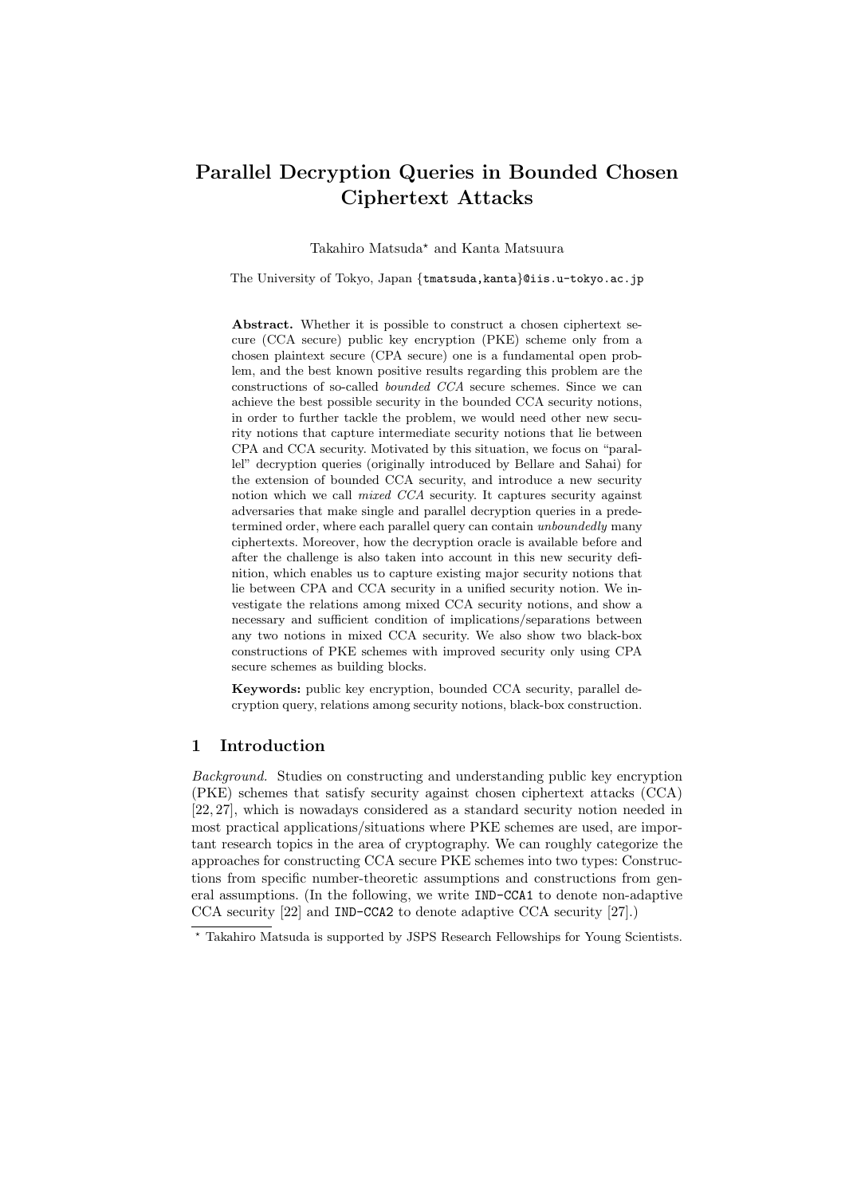# Parallel Decryption Queries in Bounded Chosen Ciphertext Attacks

Takahiro Matsuda* and Kanta Matsuura

The University of Tokyo, Japan {tmatsuda,kanta}@iis.u-tokyo.ac.jp

**Abstract.** Whether it is possible to construct a chosen ciphertext secure (CCA secure) public key encryption (PKE) scheme only from a chosen plaintext secure (CPA secure) one is a fundamental open problem, and the best known positive results regarding this problem are the constructions of so-called *bounded CCA* secure schemes. Since we can achieve the best possible security in the bounded CCA security notions, in order to further tackle the problem, we would need other new security notions that capture intermediate security notions that lie between CPA and CCA security. Motivated by this situation, we focus on "parallel" decryption queries (originally introduced by Bellare and Sahai) for the extension of bounded CCA security, and introduce a new security notion which we call *mixed CCA* security. It captures security against adversaries that make single and parallel decryption queries in a predetermined order, where each parallel query can contain *unboundedly* many ciphertexts. Moreover, how the decryption oracle is available before and after the challenge is also taken into account in this new security definition, which enables us to capture existing major security notions that lie between CPA and CCA security in a unified security notion. We investigate the relations among mixed CCA security notions, and show a necessary and sufficient condition of implications/separations between any two notions in mixed CCA security. We also show two black-box constructions of PKE schemes with improved security only using CPA secure schemes as building blocks.

**Keywords:** public key encryption, bounded CCA security, parallel decryption query, relations among security notions, black-box construction.

## 1 Introduction

*Background.* Studies on constructing and understanding public key encryption (PKE) schemes that satisfy security against chosen ciphertext attacks (CCA) [22, 27], which is nowadays considered as a standard security notion needed in most practical applications/situations where PKE schemes are used, are important research topics in the area of cryptography. We can roughly categorize the approaches for constructing CCA secure PKE schemes into two types: Constructions from specific number-theoretic assumptions and constructions from general assumptions. (In the following, we write IND-CCA1 to denote non-adaptive CCA security [22] and IND-CCA2 to denote adaptive CCA security [27].)

* Takahiro Matsuda is supported by JSPS Research Fellowships for Young Scientists.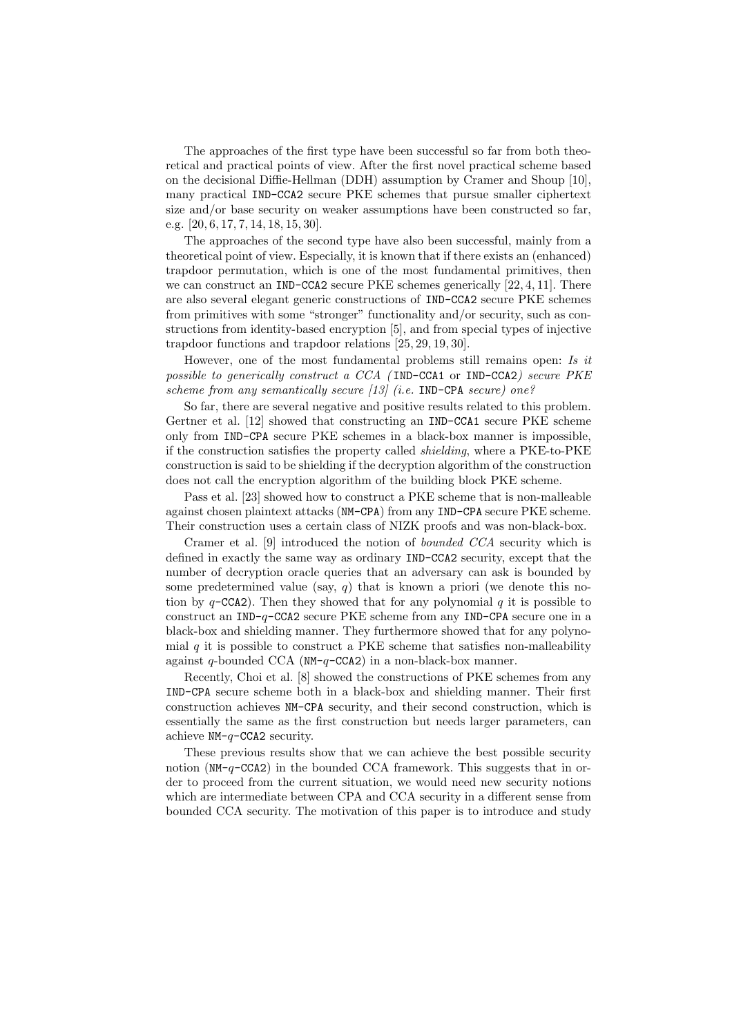The approaches of the first type have been successful so far from both theoretical and practical points of view. After the first novel practical scheme based on the decisional Diffie-Hellman (DDH) assumption by Cramer and Shoup [10], many practical IND-CCA2 secure PKE schemes that pursue smaller ciphertext size and/or base security on weaker assumptions have been constructed so far, e.g. [20, 6, 17, 7, 14, 18, 15, 30].

The approaches of the second type have also been successful, mainly from a theoretical point of view. Especially, it is known that if there exists an (enhanced) trapdoor permutation, which is one of the most fundamental primitives, then we can construct an IND-CCA2 secure PKE schemes generically [22, 4, 11]. There are also several elegant generic constructions of IND-CCA2 secure PKE schemes from primitives with some "stronger" functionality and/or security, such as constructions from identity-based encryption [5], and from special types of injective trapdoor functions and trapdoor relations [25, 29, 19, 30].

However, one of the most fundamental problems still remains open: *Is it possible to generically construct a CCA (* IND-CCA1 or IND-CCA2*) secure PKE scheme from any semantically secure [13] (i.e.* IND-CPA *secure) one?*

So far, there are several negative and positive results related to this problem. Gertner et al. [12] showed that constructing an IND-CCA1 secure PKE scheme only from IND-CPA secure PKE schemes in a black-box manner is impossible, if the construction satisfies the property called *shielding*, where a PKE-to-PKE construction is said to be shielding if the decryption algorithm of the construction does not call the encryption algorithm of the building block PKE scheme.

Pass et al. [23] showed how to construct a PKE scheme that is non-malleable against chosen plaintext attacks (NM-CPA) from any IND-CPA secure PKE scheme. Their construction uses a certain class of NIZK proofs and was non-black-box.

Cramer et al. [9] introduced the notion of *bounded CCA* security which is defined in exactly the same way as ordinary IND-CCA2 security, except that the number of decryption oracle queries that an adversary can ask is bounded by some predetermined value (say, $q$) that is known a priori (we denote this notion by $q$-CCA2). Then they showed that for any polynomial $q$ it is possible to construct an IND-$q$-CCA2 secure PKE scheme from any IND-CPA secure one in a black-box and shielding manner. They furthermore showed that for any polynomial $q$ it is possible to construct a PKE scheme that satisfies non-malleability against $q$-bounded CCA (NM-$q$-CCA2) in a non-black-box manner.

Recently, Choi et al. [8] showed the constructions of PKE schemes from any IND-CPA secure scheme both in a black-box and shielding manner. Their first construction achieves NM-CPA security, and their second construction, which is essentially the same as the first construction but needs larger parameters, can achieve NM-$q$-CCA2 security.

These previous results show that we can achieve the best possible security notion (NM-$q$-CCA2) in the bounded CCA framework. This suggests that in order to proceed from the current situation, we would need new security notions which are intermediate between CPA and CCA security in a different sense from bounded CCA security. The motivation of this paper is to introduce and study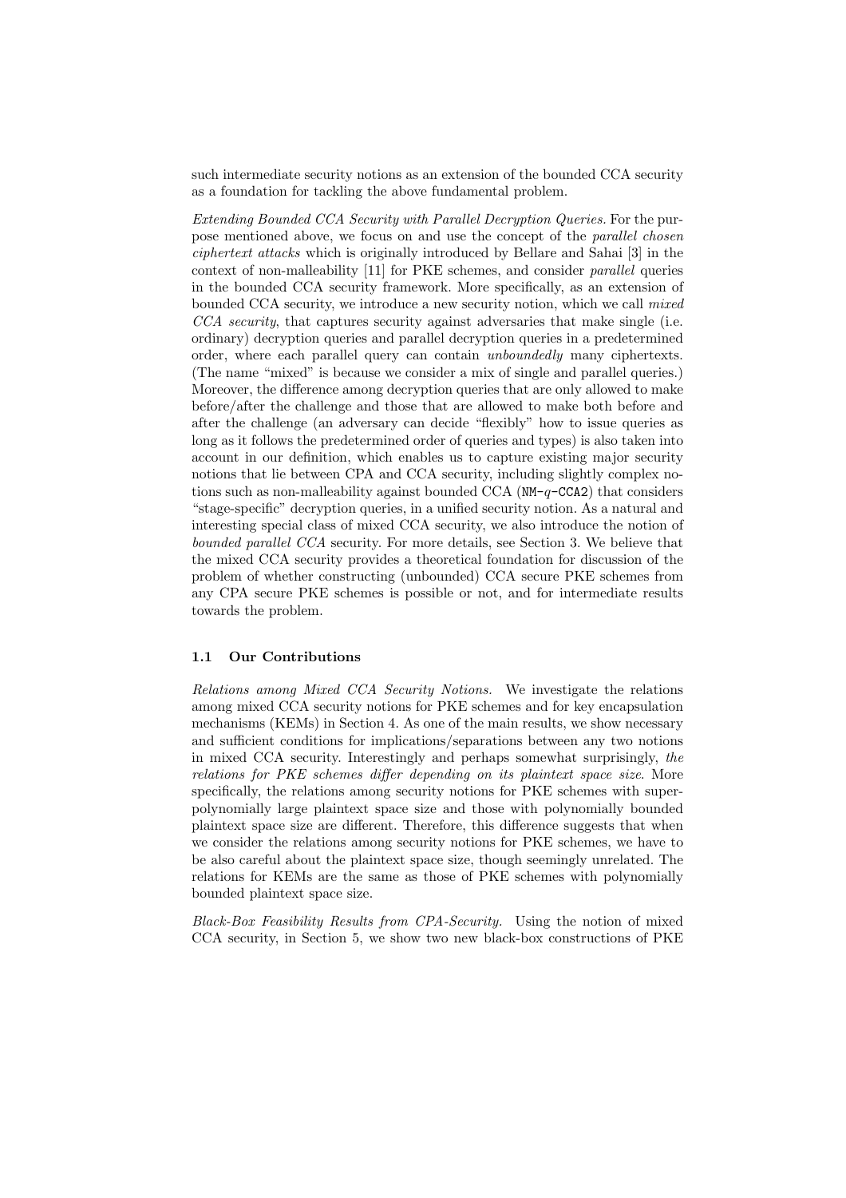such intermediate security notions as an extension of the bounded CCA security as a foundation for tackling the above fundamental problem.

*Extending Bounded CCA Security with Parallel Decryption Queries.* For the purpose mentioned above, we focus on and use the concept of the *parallel chosen ciphertext attacks* which is originally introduced by Bellare and Sahai [3] in the context of non-malleability [11] for PKE schemes, and consider *parallel* queries in the bounded CCA security framework. More specifically, as an extension of bounded CCA security, we introduce a new security notion, which we call *mixed CCA security*, that captures security against adversaries that make single (i.e. ordinary) decryption queries and parallel decryption queries in a predetermined order, where each parallel query can contain *unboundedly* many ciphertexts. (The name "mixed" is because we consider a mix of single and parallel queries.) Moreover, the difference among decryption queries that are only allowed to make before/after the challenge and those that are allowed to make both before and after the challenge (an adversary can decide "flexibly" how to issue queries as long as it follows the predetermined order of queries and types) is also taken into account in our definition, which enables us to capture existing major security notions that lie between CPA and CCA security, including slightly complex notions such as non-malleability against bounded CCA (NM-$q$-CCA2) that considers "stage-specific" decryption queries, in a unified security notion. As a natural and interesting special class of mixed CCA security, we also introduce the notion of *bounded parallel CCA* security. For more details, see Section 3. We believe that the mixed CCA security provides a theoretical foundation for discussion of the problem of whether constructing (unbounded) CCA secure PKE schemes from any CPA secure PKE schemes is possible or not, and for intermediate results towards the problem.

### 1.1 Our Contributions

*Relations among Mixed CCA Security Notions.* We investigate the relations among mixed CCA security notions for PKE schemes and for key encapsulation mechanisms (KEMs) in Section 4. As one of the main results, we show necessary and sufficient conditions for implications/separations between any two notions in mixed CCA security. Interestingly and perhaps somewhat surprisingly, *the relations for PKE schemes differ depending on its plaintext space size.* More specifically, the relations among security notions for PKE schemes with super-polynomially large plaintext space size and those with polynomially bounded plaintext space size are different. Therefore, this difference suggests that when we consider the relations among security notions for PKE schemes, we have to be also careful about the plaintext space size, though seemingly unrelated. The relations for KEMs are the same as those of PKE schemes with polynomially bounded plaintext space size.

*Black-Box Feasibility Results from CPA-Security.* Using the notion of mixed CCA security, in Section 5, we show two new black-box constructions of PKE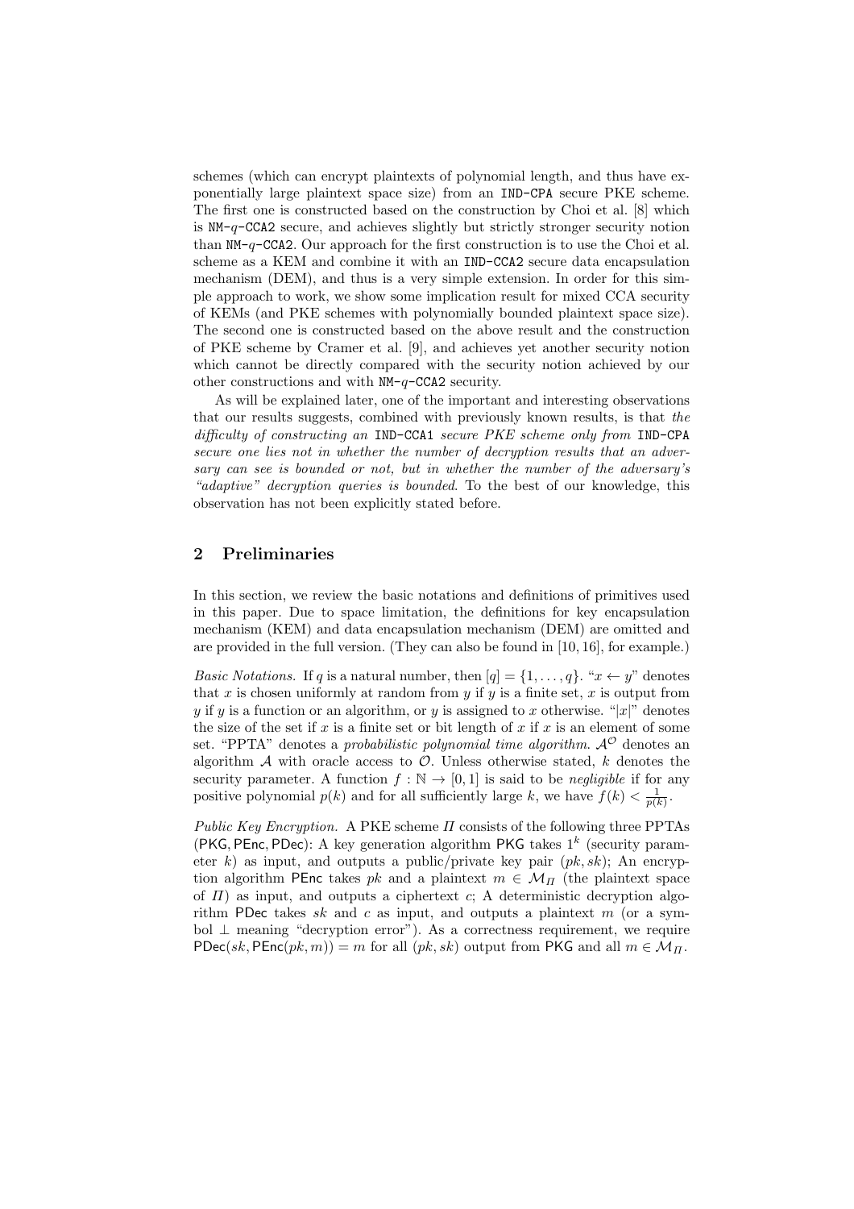schemes (which can encrypt plaintexts of polynomial length, and thus have exponentially large plaintext space size) from an IND-CPA secure PKE scheme. The first one is constructed based on the construction by Choi et al. [8] which is NM-$q$-CCA2 secure, and achieves slightly but strictly stronger security notion than NM-$q$-CCA2. Our approach for the first construction is to use the Choi et al. scheme as a KEM and combine it with an IND-CCA2 secure data encapsulation mechanism (DEM), and thus is a very simple extension. In order for this simple approach to work, we show some implication result for mixed CCA security of KEMs (and PKE schemes with polynomially bounded plaintext space size). The second one is constructed based on the above result and the construction of PKE scheme by Cramer et al. [9], and achieves yet another security notion which cannot be directly compared with the security notion achieved by our other constructions and with NM-$q$-CCA2 security.

As will be explained later, one of the important and interesting observations that our results suggests, combined with previously known results, is that *the difficulty of constructing an* IND-CCA1 *secure PKE scheme only from* IND-CPA *secure one lies not in whether the number of decryption results that an adversary can see is bounded or not, but in whether the number of the adversary's "adaptive" decryption queries is bounded*. To the best of our knowledge, this observation has not been explicitly stated before.

## 2 Preliminaries

In this section, we review the basic notations and definitions of primitives used in this paper. Due to space limitation, the definitions for key encapsulation mechanism (KEM) and data encapsulation mechanism (DEM) are omitted and are provided in the full version. (They can also be found in [10, 16], for example.)

*Basic Notations.* If $q$ is a natural number, then $[q] = \{1, \dots, q\}$. "$x \leftarrow y$" denotes that $x$ is chosen uniformly at random from $y$ if $y$ is a finite set, $x$ is output from $y$ if $y$ is a function or an algorithm, or $y$ is assigned to $x$ otherwise. "$|x|$" denotes the size of the set if $x$ is a finite set or bit length of $x$ if $x$ is an element of some set. "PPTA" denotes a *probabilistic polynomial time algorithm*. $\mathcal{A}^{\mathcal{O}}$ denotes an algorithm $\mathcal{A}$ with oracle access to $\mathcal{O}$. Unless otherwise stated, $k$ denotes the security parameter. A function $f : \mathbb{N} \rightarrow [0, 1]$ is said to be *negligible* if for any positive polynomial $p(k)$ and for all sufficiently large $k$, we have $f(k) < \frac{1}{p(k)}$.

*Public Key Encryption.* A PKE scheme $\Pi$ consists of the following three PPTAs (PKG, PEnc, PDec): A key generation algorithm PKG takes $1^k$ (security parameter $k$) as input, and outputs a public/private key pair $(pk, sk)$; An encryption algorithm PEnc takes $pk$ and a plaintext $m \in \mathcal{M}_{\Pi}$ (the plaintext space of $\Pi$) as input, and outputs a ciphertext $c$; A deterministic decryption algorithm PDec takes $sk$ and $c$ as input, and outputs a plaintext $m$ (or a symbol $\perp$ meaning "decryption error"). As a correctness requirement, we require $\mathsf{PDec}(sk, \mathsf{PEnc}(pk, m)) = m$ for all $(pk, sk)$ output from PKG and all $m \in \mathcal{M}_{\Pi}$.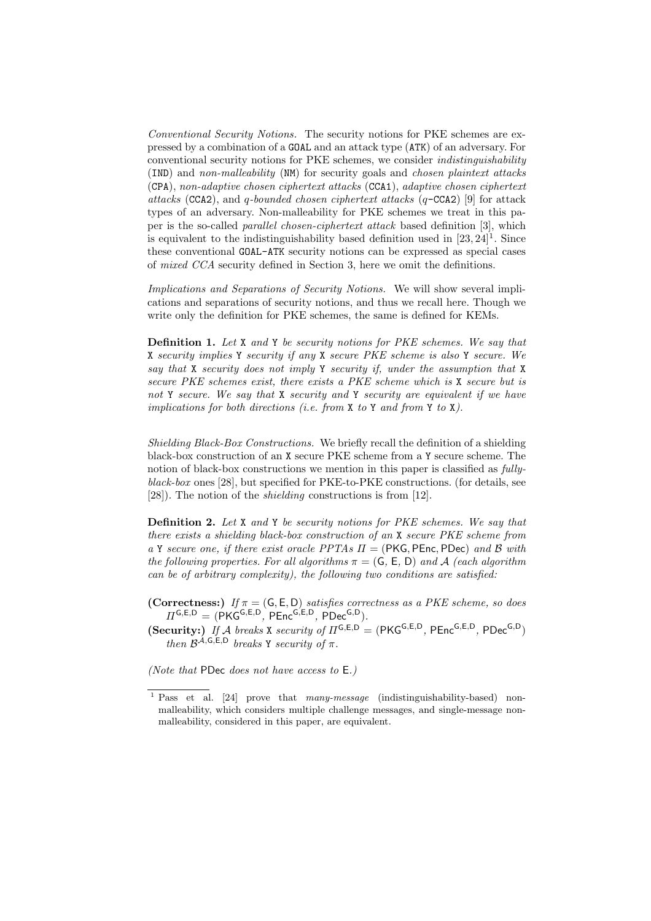*Conventional Security Notions.* The security notions for PKE schemes are expressed by a combination of a GOAL and an attack type (ATK) of an adversary. For conventional security notions for PKE schemes, we consider *indistinguishability* (IND) and *non-malleability* (NM) for security goals and *chosen plaintext attacks* (CPA), *non-adaptive chosen ciphertext attacks* (CCA1), *adaptive chosen ciphertext attacks* (CCA2), and *q-bounded chosen ciphertext attacks* ($q$-CCA2) [9] for attack types of an adversary. Non-malleability for PKE schemes we treat in this paper is the so-called *parallel chosen-ciphertext attack* based definition [3], which is equivalent to the indistinguishability based definition used in [23, 24][1]. Since these conventional GOAL-ATK security notions can be expressed as special cases of *mixed CCA* security defined in Section 3, here we omit the definitions.

*Implications and Separations of Security Notions.* We will show several implications and separations of security notions, and thus we recall here. Though we write only the definition for PKE schemes, the same is defined for KEMs.

**Definition 1.** *Let X and Y be security notions for PKE schemes. We say that X security implies Y security if any X secure PKE scheme is also Y secure. We say that X security does not imply Y security if, under the assumption that X secure PKE schemes exist, there exists a PKE scheme which is X secure but is not Y secure. We say that X security and Y security are equivalent if we have implications for both directions (i.e. from X to Y and from Y to X).*

*Shielding Black-Box Constructions.* We briefly recall the definition of a shielding black-box construction of an X secure PKE scheme from a Y secure scheme. The notion of black-box constructions we mention in this paper is classified as *fully-black-box* ones [28], but specified for PKE-to-PKE constructions. (for details, see [28]). The notion of the *shielding* constructions is from [12].

**Definition 2.** *Let X and Y be security notions for PKE schemes. We say that there exists a shielding black-box construction of an X secure PKE scheme from a Y secure one, if there exist oracle PPTAs $\Pi = (\mathsf{PKG}, \mathsf{PEnc}, \mathsf{PDec})$ and $\mathcal{B}$ with the following properties. For all algorithms $\pi = (\mathsf{G}, \mathsf{E}, \mathsf{D})$ and $\mathcal{A}$ (each algorithm can be of arbitrary complexity), the following two conditions are satisfied:*

- **(Correctness:)** *If $\pi = (\mathsf{G}, \mathsf{E}, \mathsf{D})$ satisfies correctness as a PKE scheme, so does $\Pi^{\mathsf{G},\mathsf{E},\mathsf{D}} = (\mathsf{PKG}^{\mathsf{G},\mathsf{E},\mathsf{D}}, \mathsf{PEnc}^{\mathsf{G},\mathsf{E},\mathsf{D}}, \mathsf{PDec}^{\mathsf{G},\mathsf{D}})$.*
- **(Security:)** *If $\mathcal{A}$ breaks X security of $\Pi^{\mathsf{G},\mathsf{E},\mathsf{D}} = (\mathsf{PKG}^{\mathsf{G},\mathsf{E},\mathsf{D}}, \mathsf{PEnc}^{\mathsf{G},\mathsf{E},\mathsf{D}}, \mathsf{PDec}^{\mathsf{G},\mathsf{D}})$ then $\mathcal{B}^{\mathcal{A},\mathsf{G},\mathsf{E},\mathsf{D}}$ breaks Y security of $\pi$.*

*(Note that $\mathsf{PDec}$ does not have access to $\mathsf{E}$.)*

[1] Pass et al. [24] prove that *many-message* (indistinguishability-based) non-malleability, which considers multiple challenge messages, and single-message non-malleability, considered in this paper, are equivalent.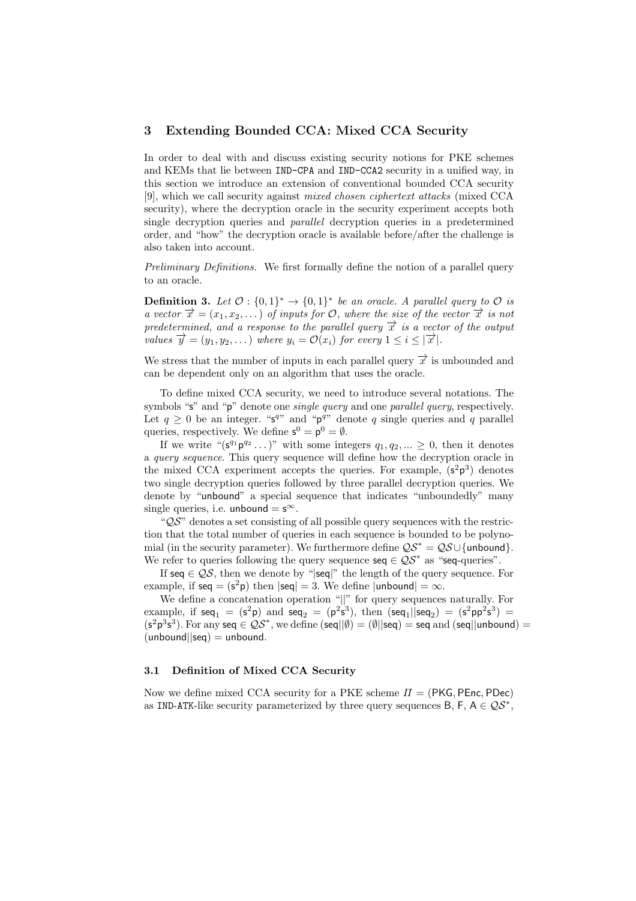## 3 Extending Bounded CCA: Mixed CCA Security

In order to deal with and discuss existing security notions for PKE schemes and KEMs that lie between IND-CPA and IND-CCA2 security in a unified way, in this section we introduce an extension of conventional bounded CCA security [9], which we call security against *mixed chosen ciphertext attacks* (mixed CCA security), where the decryption oracle in the security experiment accepts both single decryption queries and *parallel* decryption queries in a predetermined order, and "how" the decryption oracle is available before/after the challenge is also taken into account.

*Preliminary Definitions.* We first formally define the notion of a parallel query to an oracle.

**Definition 3.** *Let $\mathcal{O} : \{0,1\}^* \to \{0,1\}^*$ be an oracle. A parallel query to $\mathcal{O}$ is a vector $\overrightarrow{x} = (x_1, x_2, \dots)$ of inputs for $\mathcal{O}$, where the size of the vector $\overrightarrow{x}$ is not predetermined, and a response to the parallel query $\overrightarrow{x}$ is a vector of the output values $\overrightarrow{y} = (y_1, y_2, \dots)$ where $y_i = \mathcal{O}(x_i)$ for every $1 \le i \le |\overrightarrow{x}|$.*

We stress that the number of inputs in each parallel query $\overrightarrow{x}$ is unbounded and can be dependent only on an algorithm that uses the oracle.

To define mixed CCA security, we need to introduce several notations. The symbols "$\mathsf{s}$" and "$\mathsf{p}$" denote one *single query* and one *parallel query*, respectively. Let $q \ge 0$ be an integer. "$\mathsf{s}^q$" and "$\mathsf{p}^q$" denote $q$ single queries and $q$ parallel queries, respectively. We define $\mathsf{s}^0 = \mathsf{p}^0 = \emptyset$.

If we write "$(\mathsf{s}^{q_1}\mathsf{p}^{q_2}\dots)$" with some integers $q_1, q_2, \dots \ge 0$, then it denotes a *query sequence*. This query sequence will define how the decryption oracle in the mixed CCA experiment accepts the queries. For example, $(\mathsf{s}^2\mathsf{p}^3)$ denotes two single decryption queries followed by three parallel decryption queries. We denote by "$\mathsf{unbound}$" a special sequence that indicates "unboundedly" many single queries, i.e. $\mathsf{unbound} = \mathsf{s}^\infty$.

"$\mathcal{QS}$" denotes a set consisting of all possible query sequences with the restriction that the total number of queries in each sequence is bounded to be polynomial (in the security parameter). We furthermore define $\mathcal{QS}^* = \mathcal{QS} \cup \{\mathsf{unbound}\}$. We refer to queries following the query sequence $\mathsf{seq} \in \mathcal{QS}^*$ as "$\mathsf{seq}$-queries".

If $\mathsf{seq} \in \mathcal{QS}$, then we denote by "$|\mathsf{seq}|$" the length of the query sequence. For example, if $\mathsf{seq} = (\mathsf{s}^2\mathsf{p})$ then $|\mathsf{seq}| = 3$. We define $|\mathsf{unbound}| = \infty$.

We define a concatenation operation "$||$" for query sequences naturally. For example, if $\mathsf{seq}_1 = (\mathsf{s}^2\mathsf{p})$ and $\mathsf{seq}_2 = (\mathsf{p}^2\mathsf{s}^3)$, then $(\mathsf{seq}_1||\mathsf{seq}_2) = (\mathsf{s}^2\mathsf{p}\mathsf{p}^2\mathsf{s}^3) = (\mathsf{s}^2\mathsf{p}^3\mathsf{s}^3)$. For any $\mathsf{seq} \in \mathcal{QS}^*$, we define $(\mathsf{seq}||\emptyset) = (\emptyset||\mathsf{seq}) = \mathsf{seq}$ and $(\mathsf{seq}||\mathsf{unbound}) = (\mathsf{unbound}||\mathsf{seq}) = \mathsf{unbound}$.

### 3.1 Definition of Mixed CCA Security

Now we define mixed CCA security for a PKE scheme $\Pi = (\mathsf{PKG}, \mathsf{PEnc}, \mathsf{PDec})$ as IND-ATK-like security parameterized by three query sequences $\mathsf{B}, \mathsf{F}, \mathsf{A} \in \mathcal{QS}^*$,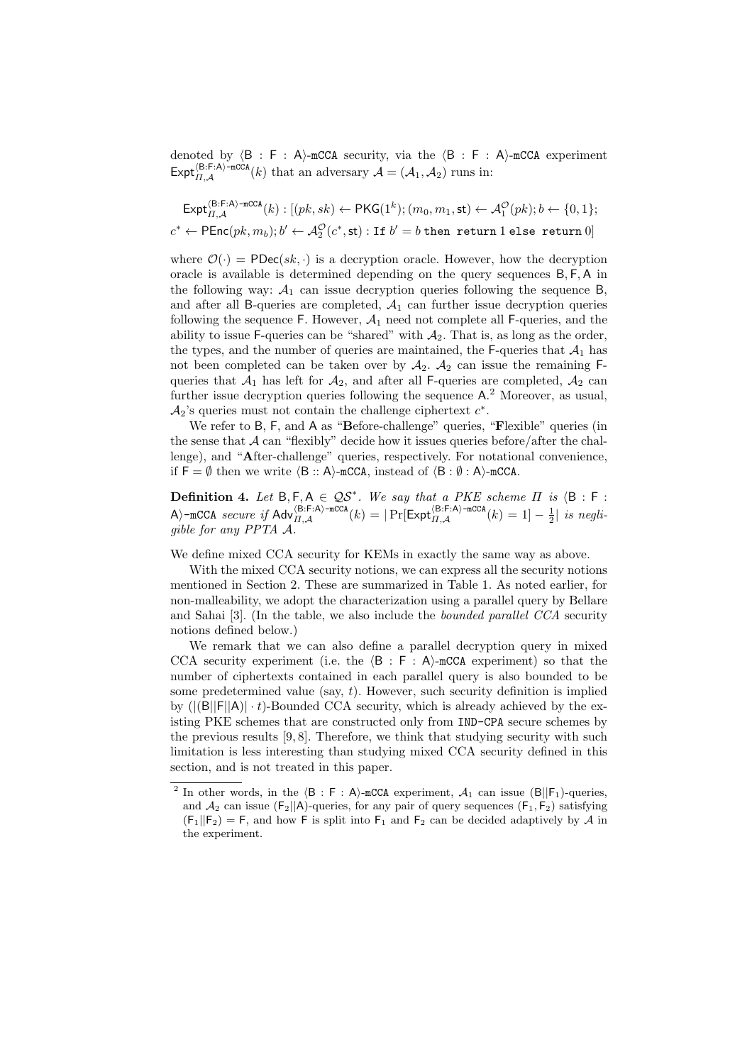denoted by $\langle \mathsf{B} : \mathsf{F} : \mathsf{A} \rangle$-mCCA security, via the $\langle \mathsf{B} : \mathsf{F} : \mathsf{A} \rangle$-mCCA experiment $\mathsf{Expt}^{\langle \mathsf{B}:\mathsf{F}:\mathsf{A} \rangle\text{-mCCA}}_{\Pi,\mathcal{A}}(k)$ that an adversary $\mathcal{A} = (\mathcal{A}_1, \mathcal{A}_2)$ runs in:

$$\mathsf{Expt}^{\langle \mathsf{B}:\mathsf{F}:\mathsf{A} \rangle\text{-mCCA}}_{\Pi,\mathcal{A}}(k) : [(pk, sk) \leftarrow \mathsf{PKG}(1^k); (m_0, m_1, \mathsf{st}) \leftarrow \mathcal{A}_1^{\mathcal{O}}(pk); b \leftarrow \{0,1\};$$
$$c^* \leftarrow \mathsf{PEnc}(pk, m_b); b' \leftarrow \mathcal{A}_2^{\mathcal{O}}(c^*, \mathsf{st}) : \texttt{If } b' = b \texttt{ then return } 1 \texttt{ else return } 0]$$

where $\mathcal{O}(\cdot) = \mathsf{PDec}(sk, \cdot)$ is a decryption oracle. However, how the decryption oracle is available is determined depending on the query sequences $\mathsf{B}, \mathsf{F}, \mathsf{A}$ in the following way: $\mathcal{A}_1$ can issue decryption queries following the sequence $\mathsf{B}$, and after all $\mathsf{B}$-queries are completed, $\mathcal{A}_1$ can further issue decryption queries following the sequence $\mathsf{F}$. However, $\mathcal{A}_1$ need not complete all $\mathsf{F}$-queries, and the ability to issue $\mathsf{F}$-queries can be "shared" with $\mathcal{A}_2$. That is, as long as the order, the types, and the number of queries are maintained, the $\mathsf{F}$-queries that $\mathcal{A}_1$ has not been completed can be taken over by $\mathcal{A}_2$. $\mathcal{A}_2$ can issue the remaining $\mathsf{F}$-queries that $\mathcal{A}_1$ has left for $\mathcal{A}_2$, and after all $\mathsf{F}$-queries are completed, $\mathcal{A}_2$ can further issue decryption queries following the sequence $\mathsf{A}$.[2] Moreover, as usual, $\mathcal{A}_2$'s queries must not contain the challenge ciphertext $c^*$.

We refer to $\mathsf{B}$, $\mathsf{F}$, and $\mathsf{A}$ as "**B**efore-challenge" queries, "**F**lexible" queries (in the sense that $\mathcal{A}$ can "flexibly" decide how it issues queries before/after the challenge), and "**A**fter-challenge" queries, respectively. For notational convenience, if $\mathsf{F} = \emptyset$ then we write $\langle \mathsf{B} :: \mathsf{A} \rangle$-mCCA, instead of $\langle \mathsf{B} : \emptyset : \mathsf{A} \rangle$-mCCA.

**Definition 4.** *Let* $\mathsf{B}, \mathsf{F}, \mathsf{A} \in \mathcal{QS}^*$. *We say that a PKE scheme* $\Pi$ *is* $\langle \mathsf{B} : \mathsf{F} : \mathsf{A} \rangle$-mCCA *secure if* $\mathsf{Adv}^{\langle \mathsf{B}:\mathsf{F}:\mathsf{A} \rangle\text{-mCCA}}_{\Pi,\mathcal{A}}(k) = |\Pr[\mathsf{Expt}^{\langle \mathsf{B}:\mathsf{F}:\mathsf{A} \rangle\text{-mCCA}}_{\Pi,\mathcal{A}}(k) = 1] - \frac{1}{2}|$ *is negligible for any PPTA* $\mathcal{A}$.

We define mixed CCA security for KEMs in exactly the same way as above.

With the mixed CCA security notions, we can express all the security notions mentioned in Section 2. These are summarized in Table 1. As noted earlier, for non-malleability, we adopt the characterization using a parallel query by Bellare and Sahai [3]. (In the table, we also include the *bounded parallel CCA* security notions defined below.)

We remark that we can also define a parallel decryption query in mixed CCA security experiment (i.e. the $\langle \mathsf{B} : \mathsf{F} : \mathsf{A} \rangle$-mCCA experiment) so that the number of ciphertexts contained in each parallel query is also bounded to be some predetermined value (say, $t$). However, such security definition is implied by $(|(\mathsf{B}||\mathsf{F}||\mathsf{A})| \cdot t)$-Bounded CCA security, which is already achieved by the existing PKE schemes that are constructed only from IND-CPA secure schemes by the previous results [9, 8]. Therefore, we think that studying security with such limitation is less interesting than studying mixed CCA security defined in this section, and is not treated in this paper.

---

[2] In other words, in the $\langle \mathsf{B} : \mathsf{F} : \mathsf{A} \rangle$-mCCA experiment, $\mathcal{A}_1$ can issue $(\mathsf{B}||\mathsf{F}_1)$-queries, and $\mathcal{A}_2$ can issue $(\mathsf{F}_2||\mathsf{A})$-queries, for any pair of query sequences $(\mathsf{F}_1, \mathsf{F}_2)$ satisfying $(\mathsf{F}_1||\mathsf{F}_2) = \mathsf{F}$, and how $\mathsf{F}$ is split into $\mathsf{F}_1$ and $\mathsf{F}_2$ can be decided adaptively by $\mathcal{A}$ in the experiment.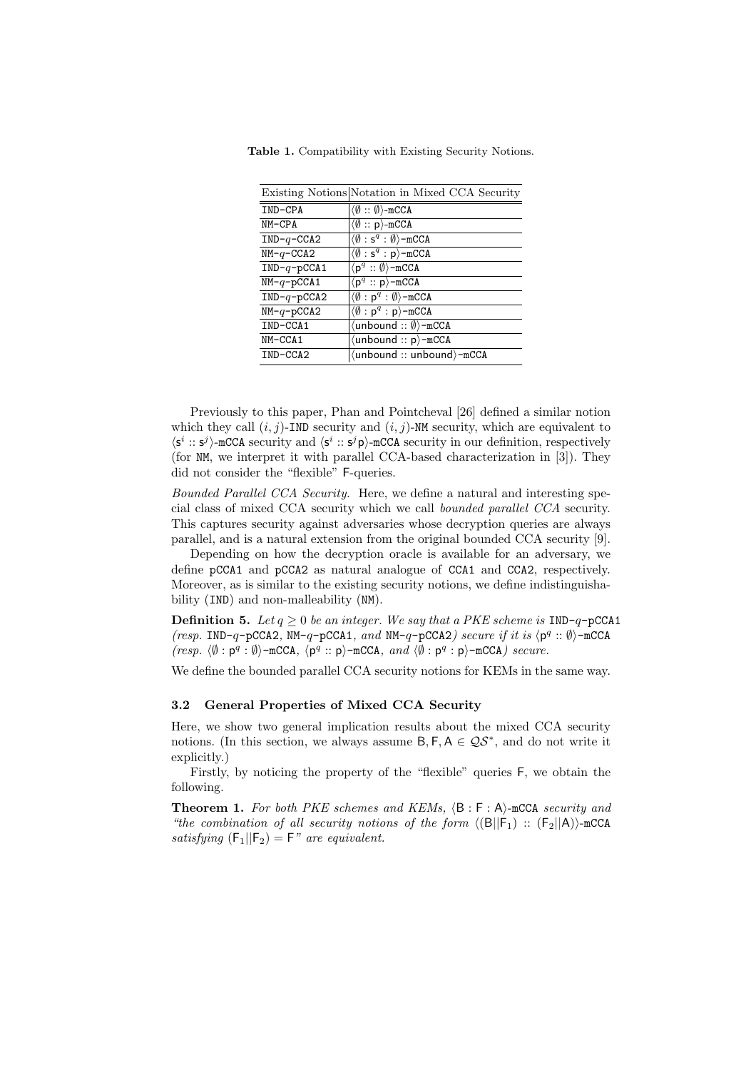**Table 1.** Compatibility with Existing Security Notions.

| Existing Notions | Notation in Mixed CCA Security |
|---|---|
| IND-CPA | $\langle \emptyset :: \emptyset \rangle$-mCCA |
| NM-CPA | $\langle \emptyset :: \mathsf{p} \rangle$-mCCA |
| IND-$q$-CCA2 | $\langle \emptyset : \mathsf{s}^q : \emptyset \rangle$-mCCA |
| NM-$q$-CCA2 | $\langle \emptyset : \mathsf{s}^q : \mathsf{p} \rangle$-mCCA |
| IND-$q$-pCCA1 | $\langle \mathsf{p}^q :: \emptyset \rangle$-mCCA |
| NM-$q$-pCCA1 | $\langle \mathsf{p}^q :: \mathsf{p} \rangle$-mCCA |
| IND-$q$-pCCA2 | $\langle \emptyset : \mathsf{p}^q : \emptyset \rangle$-mCCA |
| NM-$q$-pCCA2 | $\langle \emptyset : \mathsf{p}^q : \mathsf{p} \rangle$-mCCA |
| IND-CCA1 | $\langle \mathsf{unbound} :: \emptyset \rangle$-mCCA |
| NM-CCA1 | $\langle \mathsf{unbound} :: \mathsf{p} \rangle$-mCCA |
| IND-CCA2 | $\langle \mathsf{unbound} :: \mathsf{unbound} \rangle$-mCCA |

Previously to this paper, Phan and Pointcheval [26] defined a similar notion which they call $(i, j)$-IND security and $(i, j)$-NM security, which are equivalent to $\langle \mathsf{s}^i :: \mathsf{s}^j \rangle$-mCCA security and $\langle \mathsf{s}^i :: \mathsf{s}^j \mathsf{p} \rangle$-mCCA security in our definition, respectively (for NM, we interpret it with parallel CCA-based characterization in [3]). They did not consider the "flexible" F-queries.

*Bounded Parallel CCA Security.* Here, we define a natural and interesting special class of mixed CCA security which we call *bounded parallel CCA* security. This captures security against adversaries whose decryption queries are always parallel, and is a natural extension from the original bounded CCA security [9].

Depending on how the decryption oracle is available for an adversary, we define pCCA1 and pCCA2 as natural analogue of CCA1 and CCA2, respectively. Moreover, as is similar to the existing security notions, we define indistinguishability (IND) and non-malleability (NM).

**Definition 5.** *Let $q \geq 0$ be an integer. We say that a PKE scheme is* IND-$q$-pCCA1 *(resp.* IND-$q$-pCCA2*,* NM-$q$-pCCA1*, and* NM-$q$-pCCA2*) secure if it is $\langle \mathsf{p}^q :: \emptyset \rangle$-mCCA (resp. $\langle \emptyset : \mathsf{p}^q : \emptyset \rangle$-mCCA, $\langle \mathsf{p}^q :: \mathsf{p} \rangle$-mCCA, and $\langle \emptyset : \mathsf{p}^q : \mathsf{p} \rangle$-mCCA) secure.*

We define the bounded parallel CCA security notions for KEMs in the same way.

### 3.2 General Properties of Mixed CCA Security

Here, we show two general implication results about the mixed CCA security notions. (In this section, we always assume $\mathsf{B}, \mathsf{F}, \mathsf{A} \in \mathcal{QS}^*$, and do not write it explicitly.)

Firstly, by noticing the property of the "flexible" queries F, we obtain the following.

**Theorem 1.** *For both PKE schemes and KEMs, $\langle \mathsf{B} : \mathsf{F} : \mathsf{A} \rangle$-mCCA security and "the combination of all security notions of the form $\langle (\mathsf{B} || \mathsf{F}_1) :: (\mathsf{F}_2 || \mathsf{A}) \rangle$-mCCA satisfying $(\mathsf{F}_1 || \mathsf{F}_2) = \mathsf{F}$" are equivalent.*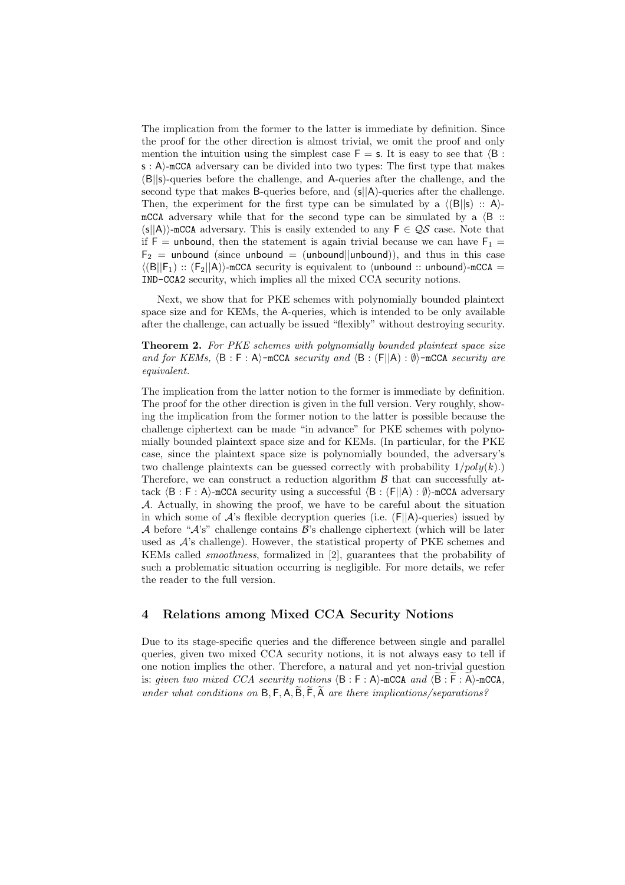The implication from the former to the latter is immediate by definition. Since the proof for the other direction is almost trivial, we omit the proof and only mention the intuition using the simplest case $\mathsf{F} = \mathsf{s}$. It is easy to see that $\langle \mathsf{B} : \mathsf{s} : \mathsf{A} \rangle$-mCCA adversary can be divided into two types: The first type that makes $(\mathsf{B}||\mathsf{s})$-queries before the challenge, and $\mathsf{A}$-queries after the challenge, and the second type that makes $\mathsf{B}$-queries before, and $(\mathsf{s}||\mathsf{A})$-queries after the challenge. Then, the experiment for the first type can be simulated by a $\langle (\mathsf{B}||\mathsf{s}) :: \mathsf{A} \rangle$-mCCA adversary while that for the second type can be simulated by a $\langle \mathsf{B} :: (\mathsf{s}||\mathsf{A}) \rangle$-mCCA adversary. This is easily extended to any $\mathsf{F} \in \mathcal{QS}$ case. Note that if $\mathsf{F} = \mathsf{unbound}$, then the statement is again trivial because we can have $\mathsf{F}_1 = \mathsf{F}_2 = \mathsf{unbound}$ (since $\mathsf{unbound} = (\mathsf{unbound}||\mathsf{unbound})$), and thus in this case $\langle (\mathsf{B}||\mathsf{F}_1) :: (\mathsf{F}_2||\mathsf{A}) \rangle$-mCCA security is equivalent to $\langle \mathsf{unbound} :: \mathsf{unbound} \rangle$-mCCA = IND-CCA2 security, which implies all the mixed CCA security notions.

Next, we show that for PKE schemes with polynomially bounded plaintext space size and for KEMs, the $\mathsf{A}$-queries, which is intended to be only available after the challenge, can actually be issued "flexibly" without destroying security.

**Theorem 2.** *For PKE schemes with polynomially bounded plaintext space size and for KEMs, $\langle \mathsf{B} : \mathsf{F} : \mathsf{A} \rangle$-mCCA security and $\langle \mathsf{B} : (\mathsf{F}||\mathsf{A}) : \emptyset \rangle$-mCCA security are equivalent.*

The implication from the latter notion to the former is immediate by definition. The proof for the other direction is given in the full version. Very roughly, showing the implication from the former notion to the latter is possible because the challenge ciphertext can be made "in advance" for PKE schemes with polynomially bounded plaintext space size and for KEMs. (In particular, for the PKE case, since the plaintext space size is polynomially bounded, the adversary's two challenge plaintexts can be guessed correctly with probability $1/poly(k)$.) Therefore, we can construct a reduction algorithm $\mathcal{B}$ that can successfully attack $\langle \mathsf{B} : \mathsf{F} : \mathsf{A} \rangle$-mCCA security using a successful $\langle \mathsf{B} : (\mathsf{F}||\mathsf{A}) : \emptyset \rangle$-mCCA adversary $\mathcal{A}$. Actually, in showing the proof, we have to be careful about the situation in which some of $\mathcal{A}$'s flexible decryption queries (i.e. $(\mathsf{F}||\mathsf{A})$-queries) issued by $\mathcal{A}$ before "$\mathcal{A}$'s" challenge contains $\mathcal{B}$'s challenge ciphertext (which will be later used as $\mathcal{A}$'s challenge). However, the statistical property of PKE schemes and KEMs called *smoothness*, formalized in [2], guarantees that the probability of such a problematic situation occurring is negligible. For more details, we refer the reader to the full version.

## 4 Relations among Mixed CCA Security Notions

Due to its stage-specific queries and the difference between single and parallel queries, given two mixed CCA security notions, it is not always easy to tell if one notion implies the other. Therefore, a natural and yet non-trivial question is: *given two mixed CCA security notions $\langle \mathsf{B} : \mathsf{F} : \mathsf{A} \rangle$-mCCA and $\langle \widetilde{\mathsf{B}} : \widetilde{\mathsf{F}} : \widetilde{\mathsf{A}} \rangle$-mCCA, under what conditions on $\mathsf{B}, \mathsf{F}, \mathsf{A}, \widetilde{\mathsf{B}}, \widetilde{\mathsf{F}}, \widetilde{\mathsf{A}}$ are there implications/separations?*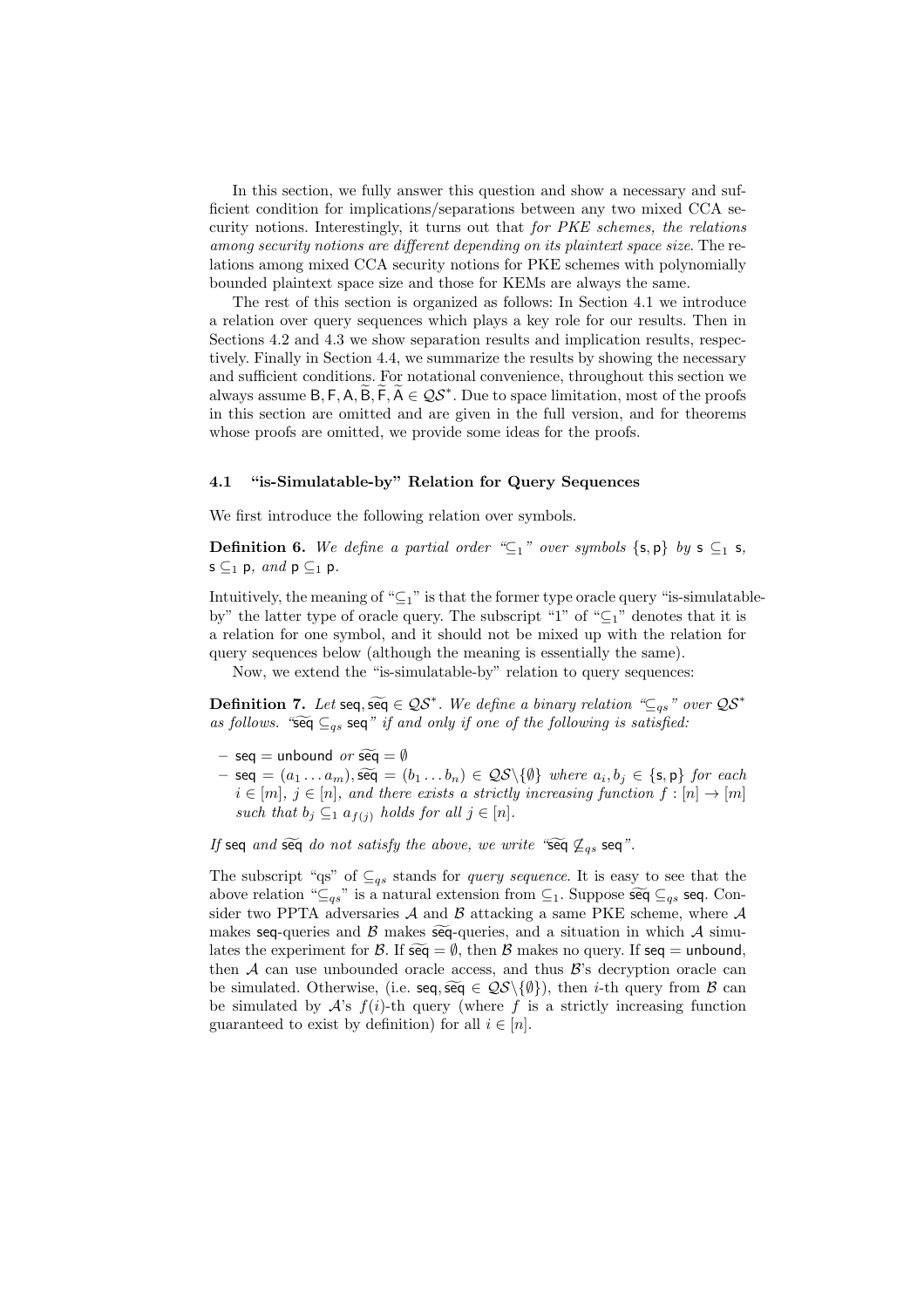In this section, we fully answer this question and show a necessary and sufficient condition for implications/separations between any two mixed CCA security notions. Interestingly, it turns out that *for PKE schemes, the relations among security notions are different depending on its plaintext space size.* The relations among mixed CCA security notions for PKE schemes with polynomially bounded plaintext space size and those for KEMs are always the same.

The rest of this section is organized as follows: In Section 4.1 we introduce a relation over query sequences which plays a key role for our results. Then in Sections 4.2 and 4.3 we show separation results and implication results, respectively. Finally in Section 4.4, we summarize the results by showing the necessary and sufficient conditions. For notational convenience, throughout this section we always assume $\mathsf{B}, \mathsf{F}, \mathsf{A}, \widetilde{\mathsf{B}}, \widetilde{\mathsf{F}}, \widetilde{\mathsf{A}} \in \mathcal{QS}^*$. Due to space limitation, most of the proofs in this section are omitted and are given in the full version, and for theorems whose proofs are omitted, we provide some ideas for the proofs.

### 4.1 "is-Simulatable-by" Relation for Query Sequences

We first introduce the following relation over symbols.

**Definition 6.** *We define a partial order "$\subseteq_1$" over symbols $\{\mathsf{s}, \mathsf{p}\}$ by $\mathsf{s} \subseteq_1 \mathsf{s}$, $\mathsf{s} \subseteq_1 \mathsf{p}$, and $\mathsf{p} \subseteq_1 \mathsf{p}$.*

Intuitively, the meaning of "$\subseteq_1$" is that the former type oracle query "is-simulatable-by" the latter type of oracle query. The subscript "1" of "$\subseteq_1$" denotes that it is a relation for one symbol, and it should not be mixed up with the relation for query sequences below (although the meaning is essentially the same).

Now, we extend the "is-simulatable-by" relation to query sequences:

**Definition 7.** *Let $\mathsf{seq}, \widetilde{\mathsf{seq}} \in \mathcal{QS}^*$. We define a binary relation "$\subseteq_{qs}$" over $\mathcal{QS}^*$ as follows. "$\widetilde{\mathsf{seq}} \subseteq_{qs} \mathsf{seq}$" if and only if one of the following is satisfied:*

- *$\mathsf{seq} = \mathsf{unbound}$ or $\widetilde{\mathsf{seq}} = \emptyset$*
- *$\mathsf{seq} = (a_1 \dots a_m), \widetilde{\mathsf{seq}} = (b_1 \dots b_n) \in \mathcal{QS} \backslash \{\emptyset\}$ where $a_i, b_j \in \{\mathsf{s}, \mathsf{p}\}$ for each $i \in [m]$, $j \in [n]$, and there exists a strictly increasing function $f : [n] \to [m]$ such that $b_j \subseteq_1 a_{f(j)}$ holds for all $j \in [n]$.*

*If $\mathsf{seq}$ and $\widetilde{\mathsf{seq}}$ do not satisfy the above, we write "$\widetilde{\mathsf{seq}} \not\subseteq_{qs} \mathsf{seq}$".*

The subscript "qs" of $\subseteq_{qs}$ stands for *query sequence*. It is easy to see that the above relation "$\subseteq_{qs}$" is a natural extension from $\subseteq_1$. Suppose $\widetilde{\mathsf{seq}} \subseteq_{qs} \mathsf{seq}$. Consider two PPTA adversaries $\mathcal{A}$ and $\mathcal{B}$ attacking a same PKE scheme, where $\mathcal{A}$ makes $\mathsf{seq}$-queries and $\mathcal{B}$ makes $\widetilde{\mathsf{seq}}$-queries, and a situation in which $\mathcal{A}$ simulates the experiment for $\mathcal{B}$. If $\widetilde{\mathsf{seq}} = \emptyset$, then $\mathcal{B}$ makes no query. If $\mathsf{seq} = \mathsf{unbound}$, then $\mathcal{A}$ can use unbounded oracle access, and thus $\mathcal{B}$'s decryption oracle can be simulated. Otherwise, (i.e. $\mathsf{seq}, \widetilde{\mathsf{seq}} \in \mathcal{QS} \backslash \{\emptyset\}$), then $i$-th query from $\mathcal{B}$ can be simulated by $\mathcal{A}$'s $f(i)$-th query (where $f$ is a strictly increasing function guaranteed to exist by definition) for all $i \in [n]$.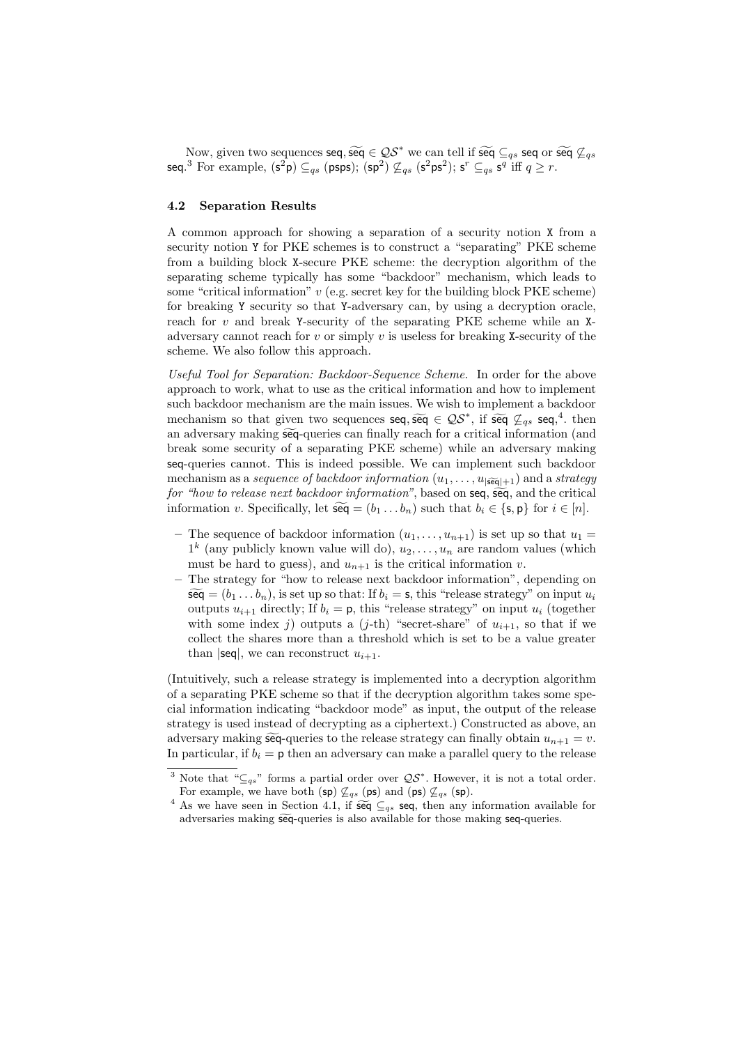Now, given two sequences $\mathsf{seq}, \widetilde{\mathsf{seq}} \in \mathcal{QS}^*$ we can tell if $\widetilde{\mathsf{seq}} \subseteq_{qs} \mathsf{seq}$ or $\widetilde{\mathsf{seq}} \not\subseteq_{qs} \mathsf{seq}$.[3] For example, $(\mathsf{s}^2\mathsf{p}) \subseteq_{qs} (\mathsf{psps})$; $(\mathsf{sp}^2) \not\subseteq_{qs} (\mathsf{s}^2\mathsf{ps}^2)$; $\mathsf{s}^r \subseteq_{qs} \mathsf{s}^q$ iff $q \geq r$.

### 4.2 Separation Results

A common approach for showing a separation of a security notion X from a security notion Y for PKE schemes is to construct a "separating" PKE scheme from a building block X-secure PKE scheme: the decryption algorithm of the separating scheme typically has some "backdoor" mechanism, which leads to some "critical information" $v$ (e.g. secret key for the building block PKE scheme) for breaking Y security so that Y-adversary can, by using a decryption oracle, reach for $v$ and break Y-security of the separating PKE scheme while an X-adversary cannot reach for $v$ or simply $v$ is useless for breaking X-security of the scheme. We also follow this approach.

*Useful Tool for Separation: Backdoor-Sequence Scheme.* In order for the above approach to work, what to use as the critical information and how to implement such backdoor mechanism are the main issues. We wish to implement a backdoor mechanism so that given two sequences $\mathsf{seq}, \widetilde{\mathsf{seq}} \in \mathcal{QS}^*$, if $\widetilde{\mathsf{seq}} \not\subseteq_{qs} \mathsf{seq}$,[4]. then an adversary making $\widetilde{\mathsf{seq}}$-queries can finally reach for a critical information (and break some security of a separating PKE scheme) while an adversary making $\mathsf{seq}$-queries cannot. This is indeed possible. We can implement such backdoor mechanism as a *sequence of backdoor information* $(u_1, \dots, u_{|\widetilde{\mathsf{seq}}|+1})$ and a *strategy for "how to release next backdoor information"*, based on $\mathsf{seq}$, $\widetilde{\mathsf{seq}}$, and the critical information $v$. Specifically, let $\widetilde{\mathsf{seq}} = (b_1 \dots b_n)$ such that $b_i \in \{\mathsf{s}, \mathsf{p}\}$ for $i \in [n]$.

- The sequence of backdoor information $(u_1, \dots, u_{n+1})$ is set up so that $u_1 = 1^k$ (any publicly known value will do), $u_2, \dots, u_n$ are random values (which must be hard to guess), and $u_{n+1}$ is the critical information $v$.
- The strategy for "how to release next backdoor information", depending on $\widetilde{\mathsf{seq}} = (b_1 \dots b_n)$, is set up so that: If $b_i = \mathsf{s}$, this "release strategy" on input $u_i$ outputs $u_{i+1}$ directly; If $b_i = \mathsf{p}$, this "release strategy" on input $u_i$ (together with some index $j$) outputs a ($j$-th) "secret-share" of $u_{i+1}$, so that if we collect the shares more than a threshold which is set to be a value greater than $|\mathsf{seq}|$, we can reconstruct $u_{i+1}$.

(Intuitively, such a release strategy is implemented into a decryption algorithm of a separating PKE scheme so that if the decryption algorithm takes some special information indicating "backdoor mode" as input, the output of the release strategy is used instead of decrypting as a ciphertext.) Constructed as above, an adversary making $\widetilde{\mathsf{seq}}$-queries to the release strategy can finally obtain $u_{n+1} = v$. In particular, if $b_i = \mathsf{p}$ then an adversary can make a parallel query to the release

---

[3] Note that "$\subseteq_{qs}$" forms a partial order over $\mathcal{QS}^*$. However, it is not a total order. For example, we have both $(\mathsf{sp}) \not\subseteq_{qs} (\mathsf{ps})$ and $(\mathsf{ps}) \not\subseteq_{qs} (\mathsf{sp})$.

[4] As we have seen in Section 4.1, if $\widetilde{\mathsf{seq}} \subseteq_{qs} \mathsf{seq}$, then any information available for adversaries making $\widetilde{\mathsf{seq}}$-queries is also available for those making $\mathsf{seq}$-queries.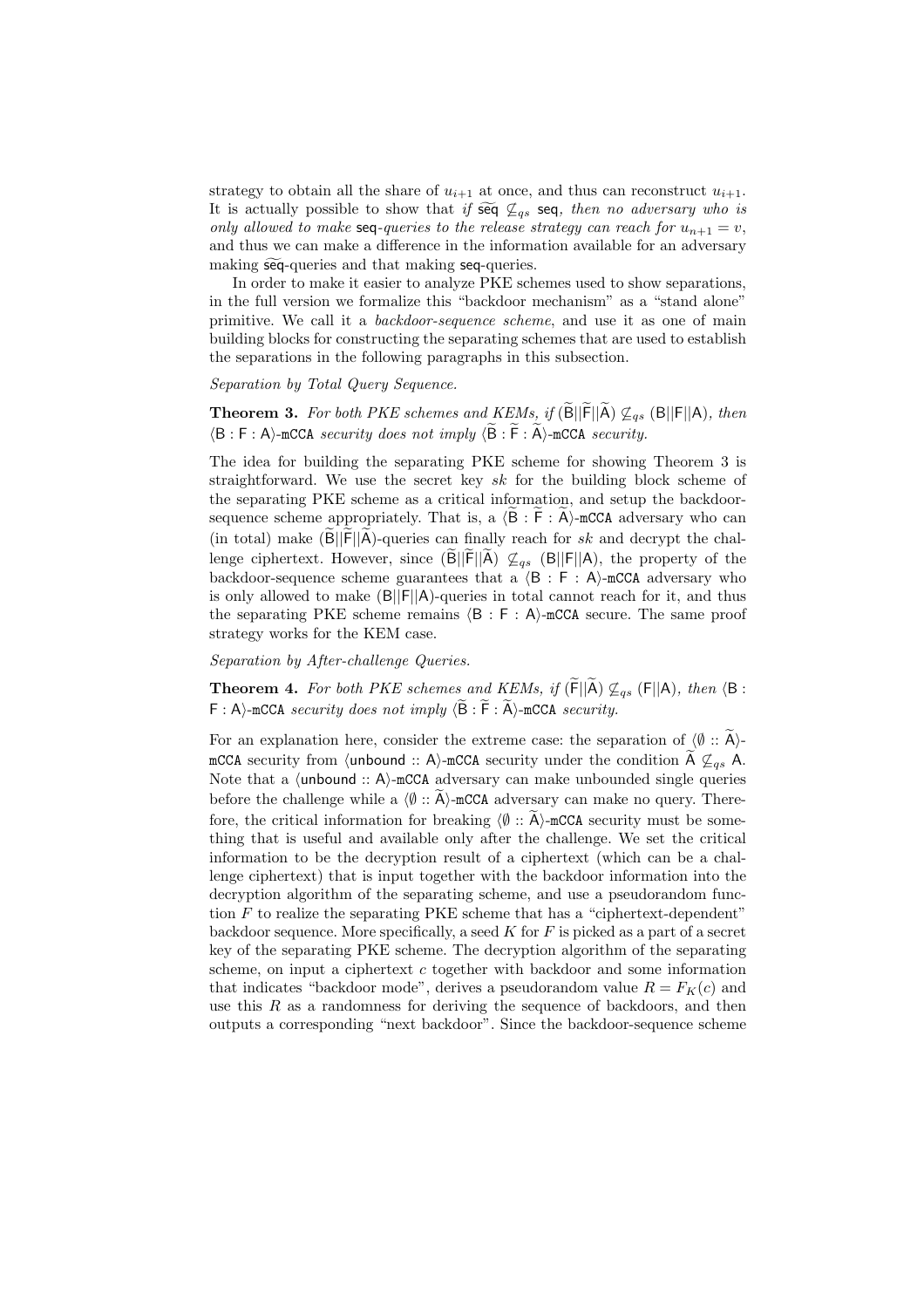strategy to obtain all the share of $u_{i+1}$ at once, and thus can reconstruct $u_{i+1}$. It is actually possible to show that *if* $\widetilde{\mathsf{seq}} \not\sqsubseteq_{qs} \mathsf{seq}$*, then no adversary who is only allowed to make* $\mathsf{seq}$*-queries to the release strategy can reach for* $u_{n+1} = v$, and thus we can make a difference in the information available for an adversary making $\widetilde{\mathsf{seq}}$-queries and that making $\mathsf{seq}$-queries.

In order to make it easier to analyze PKE schemes used to show separations, in the full version we formalize this "backdoor mechanism" as a "stand alone" primitive. We call it a *backdoor-sequence scheme*, and use it as one of main building blocks for constructing the separating schemes that are used to establish the separations in the following paragraphs in this subsection.

*Separation by Total Query Sequence.*

**Theorem 3.** *For both PKE schemes and KEMs, if* $(\widetilde{\mathsf{B}}||\widetilde{\mathsf{F}}||\widetilde{\mathsf{A}}) \not\sqsubseteq_{qs} (\mathsf{B}||\mathsf{F}||\mathsf{A})$*, then* $\langle \mathsf{B} : \mathsf{F} : \mathsf{A} \rangle$-$\mathtt{mCCA}$ *security does not imply* $\langle \widetilde{\mathsf{B}} : \widetilde{\mathsf{F}} : \widetilde{\mathsf{A}} \rangle$-$\mathtt{mCCA}$ *security.*

The idea for building the separating PKE scheme for showing Theorem 3 is straightforward. We use the secret key $sk$ for the building block scheme of the separating PKE scheme as a critical information, and setup the backdoor-sequence scheme appropriately. That is, a $\langle \widetilde{\mathsf{B}} : \widetilde{\mathsf{F}} : \widetilde{\mathsf{A}} \rangle$-$\mathtt{mCCA}$ adversary who can (in total) make $(\widetilde{\mathsf{B}}||\widetilde{\mathsf{F}}||\widetilde{\mathsf{A}})$-queries can finally reach for $sk$ and decrypt the challenge ciphertext. However, since $(\widetilde{\mathsf{B}}||\widetilde{\mathsf{F}}||\widetilde{\mathsf{A}}) \not\sqsubseteq_{qs} (\mathsf{B}||\mathsf{F}||\mathsf{A})$, the property of the backdoor-sequence scheme guarantees that a $\langle \mathsf{B} : \mathsf{F} : \mathsf{A} \rangle$-$\mathtt{mCCA}$ adversary who is only allowed to make $(\mathsf{B}||\mathsf{F}||\mathsf{A})$-queries in total cannot reach for it, and thus the separating PKE scheme remains $\langle \mathsf{B} : \mathsf{F} : \mathsf{A} \rangle$-$\mathtt{mCCA}$ secure. The same proof strategy works for the KEM case.

*Separation by After-challenge Queries.*

**Theorem 4.** *For both PKE schemes and KEMs, if* $(\widetilde{\mathsf{F}}||\widetilde{\mathsf{A}}) \not\sqsubseteq_{qs} (\mathsf{F}||\mathsf{A})$*, then* $\langle \mathsf{B} : \mathsf{F} : \mathsf{A} \rangle$-$\mathtt{mCCA}$ *security does not imply* $\langle \widetilde{\mathsf{B}} : \widetilde{\mathsf{F}} : \widetilde{\mathsf{A}} \rangle$-$\mathtt{mCCA}$ *security.*

For an explanation here, consider the extreme case: the separation of $\langle \emptyset :: \widetilde{\mathsf{A}} \rangle$-$\mathtt{mCCA}$ security from $\langle \mathsf{unbound} :: \mathsf{A} \rangle$-$\mathtt{mCCA}$ security under the condition $\widetilde{\mathsf{A}} \not\sqsubseteq_{qs} \mathsf{A}$. Note that a $\langle \mathsf{unbound} :: \mathsf{A} \rangle$-$\mathtt{mCCA}$ adversary can make unbounded single queries before the challenge while a $\langle \emptyset :: \widetilde{\mathsf{A}} \rangle$-$\mathtt{mCCA}$ adversary can make no query. Therefore, the critical information for breaking $\langle \emptyset :: \widetilde{\mathsf{A}} \rangle$-$\mathtt{mCCA}$ security must be something that is useful and available only after the challenge. We set the critical information to be the decryption result of a ciphertext (which can be a challenge ciphertext) that is input together with the backdoor information into the decryption algorithm of the separating scheme, and use a pseudorandom function $F$ to realize the separating PKE scheme that has a "ciphertext-dependent" backdoor sequence. More specifically, a seed $K$ for $F$ is picked as a part of a secret key of the separating PKE scheme. The decryption algorithm of the separating scheme, on input a ciphertext $c$ together with backdoor and some information that indicates "backdoor mode", derives a pseudorandom value $R = F_K(c)$ and use this $R$ as a randomness for deriving the sequence of backdoors, and then outputs a corresponding "next backdoor". Since the backdoor-sequence scheme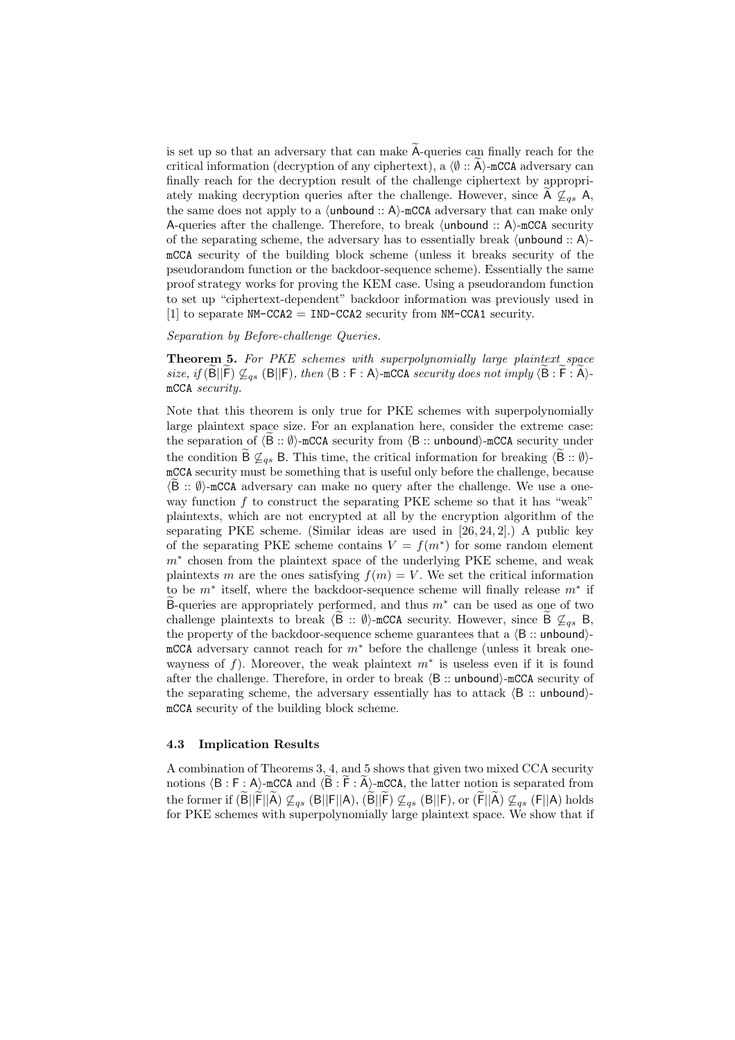is set up so that an adversary that can make $\widetilde{\mathsf{A}}$-queries can finally reach for the critical information (decryption of any ciphertext), a $\langle \emptyset :: \widetilde{\mathsf{A}} \rangle$-mCCA adversary can finally reach for the decryption result of the challenge ciphertext by appropriately making decryption queries after the challenge. However, since $\widetilde{\mathsf{A}} \not\sqsubseteq_{qs} \mathsf{A}$, the same does not apply to a $\langle \mathsf{unbound} :: \mathsf{A} \rangle$-mCCA adversary that can make only A-queries after the challenge. Therefore, to break $\langle \mathsf{unbound} :: \mathsf{A} \rangle$-mCCA security of the separating scheme, the adversary has to essentially break $\langle \mathsf{unbound} :: \mathsf{A} \rangle$-mCCA security of the building block scheme (unless it breaks security of the pseudorandom function or the backdoor-sequence scheme). Essentially the same proof strategy works for proving the KEM case. Using a pseudorandom function to set up "ciphertext-dependent" backdoor information was previously used in [1] to separate NM-CCA2 = IND-CCA2 security from NM-CCA1 security.

*Separation by Before-challenge Queries.*

**Theorem 5.** *For PKE schemes with superpolynomially large plaintext space size, if* $(\widetilde{\mathsf{B}} || \widetilde{\mathsf{F}}) \not\sqsubseteq_{qs} (\mathsf{B} || \mathsf{F})$*, then* $\langle \mathsf{B} : \mathsf{F} : \mathsf{A} \rangle$*-mCCA security does not imply* $\langle \widetilde{\mathsf{B}} : \widetilde{\mathsf{F}} : \widetilde{\mathsf{A}} \rangle$*-mCCA security.*

Note that this theorem is only true for PKE schemes with superpolynomially large plaintext space size. For an explanation here, consider the extreme case: the separation of $\langle \widetilde{\mathsf{B}} :: \emptyset \rangle$-mCCA security from $\langle \mathsf{B} :: \mathsf{unbound} \rangle$-mCCA security under the condition $\widetilde{\mathsf{B}} \not\sqsubseteq_{qs} \mathsf{B}$. This time, the critical information for breaking $\langle \widetilde{\mathsf{B}} :: \emptyset \rangle$-mCCA security must be something that is useful only before the challenge, because $\langle \widetilde{\mathsf{B}} :: \emptyset \rangle$-mCCA adversary can make no query after the challenge. We use a one-way function $f$ to construct the separating PKE scheme so that it has "weak" plaintexts, which are not encrypted at all by the encryption algorithm of the separating PKE scheme. (Similar ideas are used in [26, 24, 2].) A public key of the separating PKE scheme contains $V = f(m^*)$ for some random element $m^*$ chosen from the plaintext space of the underlying PKE scheme, and weak plaintexts $m$ are the ones satisfying $f(m) = V$. We set the critical information to be $m^*$ itself, where the backdoor-sequence scheme will finally release $m^*$ if $\widetilde{\mathsf{B}}$-queries are appropriately performed, and thus $m^*$ can be used as one of two challenge plaintexts to break $\langle \widetilde{\mathsf{B}} :: \emptyset \rangle$-mCCA security. However, since $\widetilde{\mathsf{B}} \not\sqsubseteq_{qs} \mathsf{B}$, the property of the backdoor-sequence scheme guarantees that a $\langle \mathsf{B} :: \mathsf{unbound} \rangle$-mCCA adversary cannot reach for $m^*$ before the challenge (unless it break one-wayness of $f$). Moreover, the weak plaintext $m^*$ is useless even if it is found after the challenge. Therefore, in order to break $\langle \mathsf{B} :: \mathsf{unbound} \rangle$-mCCA security of the separating scheme, the adversary essentially has to attack $\langle \mathsf{B} :: \mathsf{unbound} \rangle$-mCCA security of the building block scheme.

### 4.3 Implication Results

A combination of Theorems 3, 4, and 5 shows that given two mixed CCA security notions $\langle \mathsf{B} : \mathsf{F} : \mathsf{A} \rangle$-mCCA and $\langle \widetilde{\mathsf{B}} : \widetilde{\mathsf{F}} : \widetilde{\mathsf{A}} \rangle$-mCCA, the latter notion is separated from the former if $(\widetilde{\mathsf{B}} || \widetilde{\mathsf{F}} || \widetilde{\mathsf{A}}) \not\sqsubseteq_{qs} (\mathsf{B} || \mathsf{F} || \mathsf{A})$, $(\widetilde{\mathsf{B}} || \widetilde{\mathsf{F}}) \not\sqsubseteq_{qs} (\mathsf{B} || \mathsf{F})$, or $(\widetilde{\mathsf{F}} || \widetilde{\mathsf{A}}) \not\sqsubseteq_{qs} (\mathsf{F} || \mathsf{A})$ holds for PKE schemes with superpolynomially large plaintext space. We show that if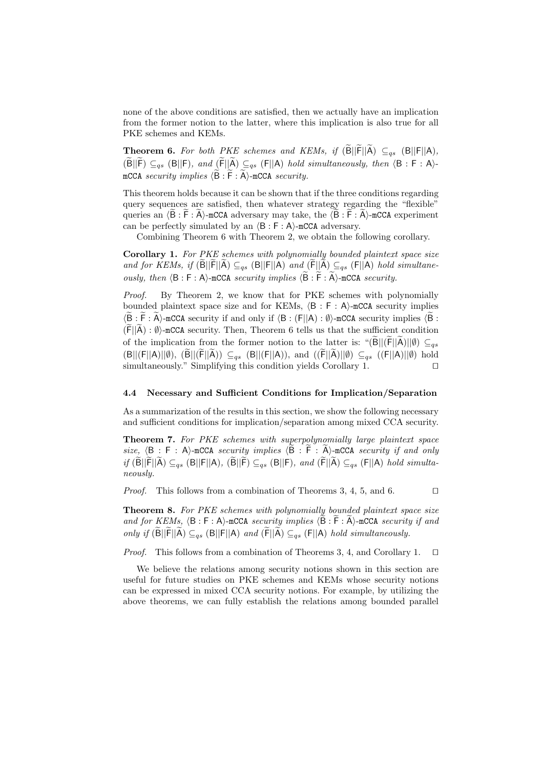none of the above conditions are satisfied, then we actually have an implication from the former notion to the latter, where this implication is also true for all PKE schemes and KEMs.

**Theorem 6.** *For both PKE schemes and KEMs, if* $(\widetilde{\mathsf{B}}||\widetilde{\mathsf{F}}||\widetilde{\mathsf{A}}) \subseteq_{qs} (\mathsf{B}||\mathsf{F}||\mathsf{A})$*,* $(\widetilde{\mathsf{B}}||\widetilde{\mathsf{F}}) \subseteq_{qs} (\mathsf{B}||\mathsf{F})$*, and* $(\widetilde{\mathsf{F}}||\widetilde{\mathsf{A}}) \subseteq_{qs} (\mathsf{F}||\mathsf{A})$ *hold simultaneously, then* $\langle \mathsf{B} : \mathsf{F} : \mathsf{A} \rangle$*-*`mCCA` *security implies* $\langle \widetilde{\mathsf{B}} : \widetilde{\mathsf{F}} : \widetilde{\mathsf{A}} \rangle$*-*`mCCA` *security.*

This theorem holds because it can be shown that if the three conditions regarding query sequences are satisfied, then whatever strategy regarding the "flexible" queries an $\langle \widetilde{\mathsf{B}} : \widetilde{\mathsf{F}} : \widetilde{\mathsf{A}} \rangle$-`mCCA` adversary may take, the $\langle \widetilde{\mathsf{B}} : \widetilde{\mathsf{F}} : \widetilde{\mathsf{A}} \rangle$-`mCCA` experiment can be perfectly simulated by an $\langle \mathsf{B} : \mathsf{F} : \mathsf{A} \rangle$-`mCCA` adversary.

Combining Theorem 6 with Theorem 2, we obtain the following corollary.

**Corollary 1.** *For PKE schemes with polynomially bounded plaintext space size and for KEMs, if* $(\widetilde{\mathsf{B}}||\widetilde{\mathsf{F}}||\widetilde{\mathsf{A}}) \subseteq_{qs} (\mathsf{B}||\mathsf{F}||\mathsf{A})$ *and* $(\widetilde{\mathsf{F}}||\widetilde{\mathsf{A}}) \subseteq_{qs} (\mathsf{F}||\mathsf{A})$ *hold simultaneously, then* $\langle \mathsf{B} : \mathsf{F} : \mathsf{A} \rangle$*-*`mCCA` *security implies* $\langle \widetilde{\mathsf{B}} : \widetilde{\mathsf{F}} : \widetilde{\mathsf{A}} \rangle$*-*`mCCA` *security.*

*Proof.* By Theorem 2, we know that for PKE schemes with polynomially bounded plaintext space size and for KEMs, $\langle \mathsf{B} : \mathsf{F} : \mathsf{A} \rangle$-`mCCA` security implies $\langle \widetilde{\mathsf{B}} : \widetilde{\mathsf{F}} : \widetilde{\mathsf{A}} \rangle$-`mCCA` security if and only if $\langle \mathsf{B} : (\mathsf{F}||\mathsf{A}) : \emptyset \rangle$-`mCCA` security implies $\langle \widetilde{\mathsf{B}} : (\widetilde{\mathsf{F}}||\widetilde{\mathsf{A}}) : \emptyset \rangle$-`mCCA` security. Then, Theorem 6 tells us that the sufficient condition of the implication from the former notion to the latter is: "$(\widetilde{\mathsf{B}}||(\widetilde{\mathsf{F}}||\widetilde{\mathsf{A}})||\emptyset) \subseteq_{qs} (\mathsf{B}||(\mathsf{F}||\mathsf{A})||\emptyset)$, $(\widetilde{\mathsf{B}}||(\widetilde{\mathsf{F}}||\widetilde{\mathsf{A}})) \subseteq_{qs} (\mathsf{B}||(\mathsf{F}||\mathsf{A}))$, and $((\widetilde{\mathsf{F}}||\widetilde{\mathsf{A}})||\emptyset) \subseteq_{qs} ((\mathsf{F}||\mathsf{A})||\emptyset)$ hold simultaneously." Simplifying this condition yields Corollary 1. ☐

### 4.4 Necessary and Sufficient Conditions for Implication/Separation

As a summarization of the results in this section, we show the following necessary and sufficient conditions for implication/separation among mixed CCA security.

**Theorem 7.** *For PKE schemes with superpolynomially large plaintext space size,* $\langle \mathsf{B} : \mathsf{F} : \mathsf{A} \rangle$*-*`mCCA` *security implies* $\langle \widetilde{\mathsf{B}} : \widetilde{\mathsf{F}} : \widetilde{\mathsf{A}} \rangle$*-*`mCCA` *security if and only if* $(\widetilde{\mathsf{B}}||\widetilde{\mathsf{F}}||\widetilde{\mathsf{A}}) \subseteq_{qs} (\mathsf{B}||\mathsf{F}||\mathsf{A})$*,* $(\widetilde{\mathsf{B}}||\widetilde{\mathsf{F}}) \subseteq_{qs} (\mathsf{B}||\mathsf{F})$*, and* $(\widetilde{\mathsf{F}}||\widetilde{\mathsf{A}}) \subseteq_{qs} (\mathsf{F}||\mathsf{A})$ *hold simultaneously.*

*Proof.* This follows from a combination of Theorems 3, 4, 5, and 6. ☐

**Theorem 8.** *For PKE schemes with polynomially bounded plaintext space size and for KEMs,* $\langle \mathsf{B} : \mathsf{F} : \mathsf{A} \rangle$*-*`mCCA` *security implies* $\langle \widetilde{\mathsf{B}} : \widetilde{\mathsf{F}} : \widetilde{\mathsf{A}} \rangle$*-*`mCCA` *security if and only if* $(\widetilde{\mathsf{B}}||\widetilde{\mathsf{F}}||\widetilde{\mathsf{A}}) \subseteq_{qs} (\mathsf{B}||\mathsf{F}||\mathsf{A})$ *and* $(\widetilde{\mathsf{F}}||\widetilde{\mathsf{A}}) \subseteq_{qs} (\mathsf{F}||\mathsf{A})$ *hold simultaneously.*

*Proof.* This follows from a combination of Theorems 3, 4, and Corollary 1. ☐

We believe the relations among security notions shown in this section are useful for future studies on PKE schemes and KEMs whose security notions can be expressed in mixed CCA security notions. For example, by utilizing the above theorems, we can fully establish the relations among bounded parallel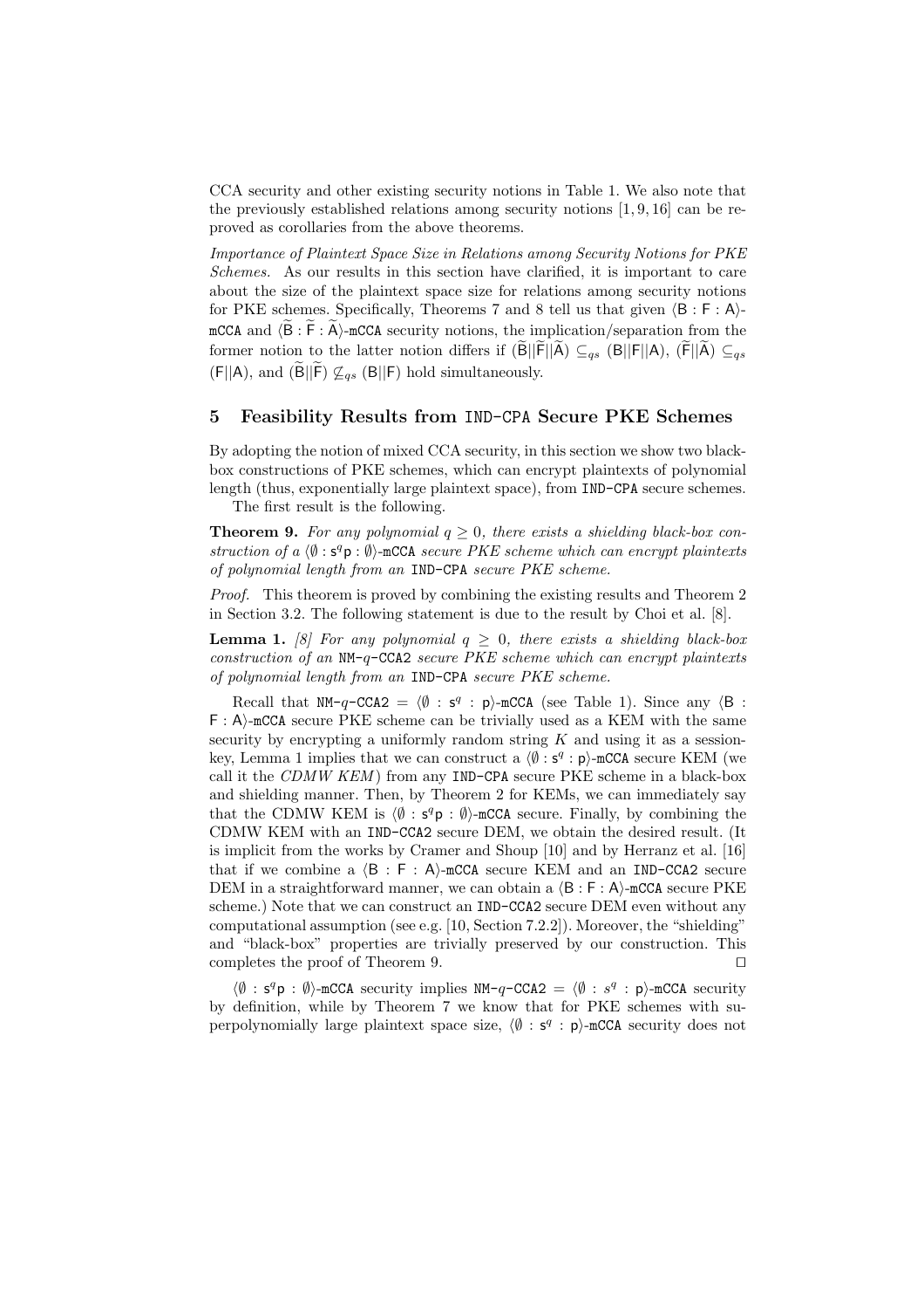CCA security and other existing security notions in Table 1. We also note that the previously established relations among security notions [1, 9, 16] can be reproved as corollaries from the above theorems.

*Importance of Plaintext Space Size in Relations among Security Notions for PKE Schemes.* As our results in this section have clarified, it is important to care about the size of the plaintext space size for relations among security notions for PKE schemes. Specifically, Theorems 7 and 8 tell us that given $\langle \mathsf{B} : \mathsf{F} : \mathsf{A} \rangle$-mCCA and $\langle \widetilde{\mathsf{B}} : \widetilde{\mathsf{F}} : \widetilde{\mathsf{A}} \rangle$-mCCA security notions, the implication/separation from the former notion to the latter notion differs if $(\widetilde{\mathsf{B}}||\widetilde{\mathsf{F}}||\widetilde{\mathsf{A}}) \subseteq_{qs} (\mathsf{B}||\mathsf{F}||\mathsf{A})$, $(\widetilde{\mathsf{F}}||\widetilde{\mathsf{A}}) \subseteq_{qs} (\mathsf{F}||\mathsf{A})$, and $(\widetilde{\mathsf{B}}||\widetilde{\mathsf{F}}) \not\subseteq_{qs} (\mathsf{B}||\mathsf{F})$ hold simultaneously.

## 5 Feasibility Results from IND-CPA Secure PKE Schemes

By adopting the notion of mixed CCA security, in this section we show two black-box constructions of PKE schemes, which can encrypt plaintexts of polynomial length (thus, exponentially large plaintext space), from IND-CPA secure schemes.

The first result is the following.

**Theorem 9.** *For any polynomial $q \geq 0$, there exists a shielding black-box construction of a $\langle \emptyset : \mathsf{s}^q\mathsf{p} : \emptyset \rangle$-mCCA secure PKE scheme which can encrypt plaintexts of polynomial length from an IND-CPA secure PKE scheme.*

*Proof.* This theorem is proved by combining the existing results and Theorem 2 in Section 3.2. The following statement is due to the result by Choi et al. [8].

**Lemma 1.** *[8] For any polynomial $q \geq 0$, there exists a shielding black-box construction of an NM-$q$-CCA2 secure PKE scheme which can encrypt plaintexts of polynomial length from an IND-CPA secure PKE scheme.*

Recall that NM-$q$-CCA2 $= \langle \emptyset : \mathsf{s}^q : \mathsf{p} \rangle$-mCCA (see Table 1). Since any $\langle \mathsf{B} : \mathsf{F} : \mathsf{A} \rangle$-mCCA secure PKE scheme can be trivially used as a KEM with the same security by encrypting a uniformly random string $K$ and using it as a session-key, Lemma 1 implies that we can construct a $\langle \emptyset : \mathsf{s}^q : \mathsf{p} \rangle$-mCCA secure KEM (we call it the *CDMW KEM*) from any IND-CPA secure PKE scheme in a black-box and shielding manner. Then, by Theorem 2 for KEMs, we can immediately say that the CDMW KEM is $\langle \emptyset : \mathsf{s}^q\mathsf{p} : \emptyset \rangle$-mCCA secure. Finally, by combining the CDMW KEM with an IND-CCA2 secure DEM, we obtain the desired result. (It is implicit from the works by Cramer and Shoup [10] and by Herranz et al. [16] that if we combine a $\langle \mathsf{B} : \mathsf{F} : \mathsf{A} \rangle$-mCCA secure KEM and an IND-CCA2 secure DEM in a straightforward manner, we can obtain a $\langle \mathsf{B} : \mathsf{F} : \mathsf{A} \rangle$-mCCA secure PKE scheme.) Note that we can construct an IND-CCA2 secure DEM even without any computational assumption (see e.g. [10, Section 7.2.2]). Moreover, the "shielding" and "black-box" properties are trivially preserved by our construction. This completes the proof of Theorem 9. ⊓⊔

$\langle \emptyset : \mathsf{s}^q\mathsf{p} : \emptyset \rangle$-mCCA security implies NM-$q$-CCA2 $= \langle \emptyset : s^q : \mathsf{p} \rangle$-mCCA security by definition, while by Theorem 7 we know that for PKE schemes with superpolynomially large plaintext space size, $\langle \emptyset : \mathsf{s}^q : \mathsf{p} \rangle$-mCCA security does not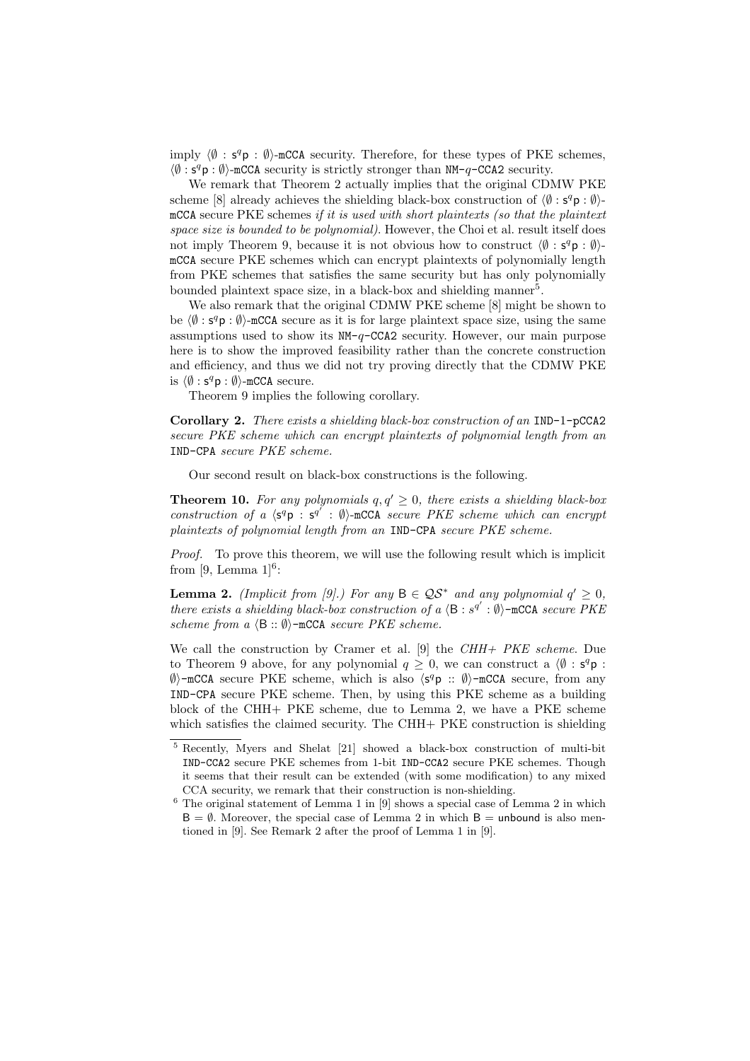imply $\langle \emptyset : \mathsf{s}^q\mathsf{p} : \emptyset \rangle$-mCCA security. Therefore, for these types of PKE schemes, $\langle \emptyset : \mathsf{s}^q\mathsf{p} : \emptyset \rangle$-mCCA security is strictly stronger than NM-$q$-CCA2 security.

We remark that Theorem 2 actually implies that the original CDMW PKE scheme [8] already achieves the shielding black-box construction of $\langle \emptyset : \mathsf{s}^q\mathsf{p} : \emptyset \rangle$-mCCA secure PKE schemes *if it is used with short plaintexts (so that the plaintext space size is bounded to be polynomial)*. However, the Choi et al. result itself does not imply Theorem 9, because it is not obvious how to construct $\langle \emptyset : \mathsf{s}^q\mathsf{p} : \emptyset \rangle$-mCCA secure PKE schemes which can encrypt plaintexts of polynomially length from PKE schemes that satisfies the same security but has only polynomially bounded plaintext space size, in a black-box and shielding manner[5].

We also remark that the original CDMW PKE scheme [8] might be shown to be $\langle \emptyset : \mathsf{s}^q\mathsf{p} : \emptyset \rangle$-mCCA secure as it is for large plaintext space size, using the same assumptions used to show its NM-$q$-CCA2 security. However, our main purpose here is to show the improved feasibility rather than the concrete construction and efficiency, and thus we did not try proving directly that the CDMW PKE is $\langle \emptyset : \mathsf{s}^q\mathsf{p} : \emptyset \rangle$-mCCA secure.

Theorem 9 implies the following corollary.

**Corollary 2.** *There exists a shielding black-box construction of an* IND-1-pCCA2 *secure PKE scheme which can encrypt plaintexts of polynomial length from an* IND-CPA *secure PKE scheme.*

Our second result on black-box constructions is the following.

**Theorem 10.** *For any polynomials $q, q' \geq 0$, there exists a shielding black-box construction of a $\langle \mathsf{s}^q\mathsf{p} : \mathsf{s}^{q'} : \emptyset \rangle$-mCCA secure PKE scheme which can encrypt plaintexts of polynomial length from an* IND-CPA *secure PKE scheme.*

*Proof.* To prove this theorem, we will use the following result which is implicit from [9, Lemma 1][6]:

**Lemma 2.** *(Implicit from [9].) For any $\mathsf{B} \in \mathcal{QS}^*$ and any polynomial $q' \geq 0$, there exists a shielding black-box construction of a $\langle \mathsf{B} : s^{q'} : \emptyset \rangle$-mCCA secure PKE scheme from a $\langle \mathsf{B} :: \emptyset \rangle$-mCCA secure PKE scheme.*

We call the construction by Cramer et al. [9] the *CHH+ PKE scheme*. Due to Theorem 9 above, for any polynomial $q \geq 0$, we can construct a $\langle \emptyset : \mathsf{s}^q\mathsf{p} : \emptyset \rangle$-mCCA secure PKE scheme, which is also $\langle \mathsf{s}^q\mathsf{p} :: \emptyset \rangle$-mCCA secure, from any IND-CPA secure PKE scheme. Then, by using this PKE scheme as a building block of the CHH+ PKE scheme, due to Lemma 2, we have a PKE scheme which satisfies the claimed security. The CHH+ PKE construction is shielding

---

[5] Recently, Myers and Shelat [21] showed a black-box construction of multi-bit IND-CCA2 secure PKE schemes from 1-bit IND-CCA2 secure PKE schemes. Though it seems that their result can be extended (with some modification) to any mixed CCA security, we remark that their construction is non-shielding.

[6] The original statement of Lemma 1 in [9] shows a special case of Lemma 2 in which $\mathsf{B} = \emptyset$. Moreover, the special case of Lemma 2 in which $\mathsf{B} = \mathsf{unbound}$ is also mentioned in [9]. See Remark 2 after the proof of Lemma 1 in [9].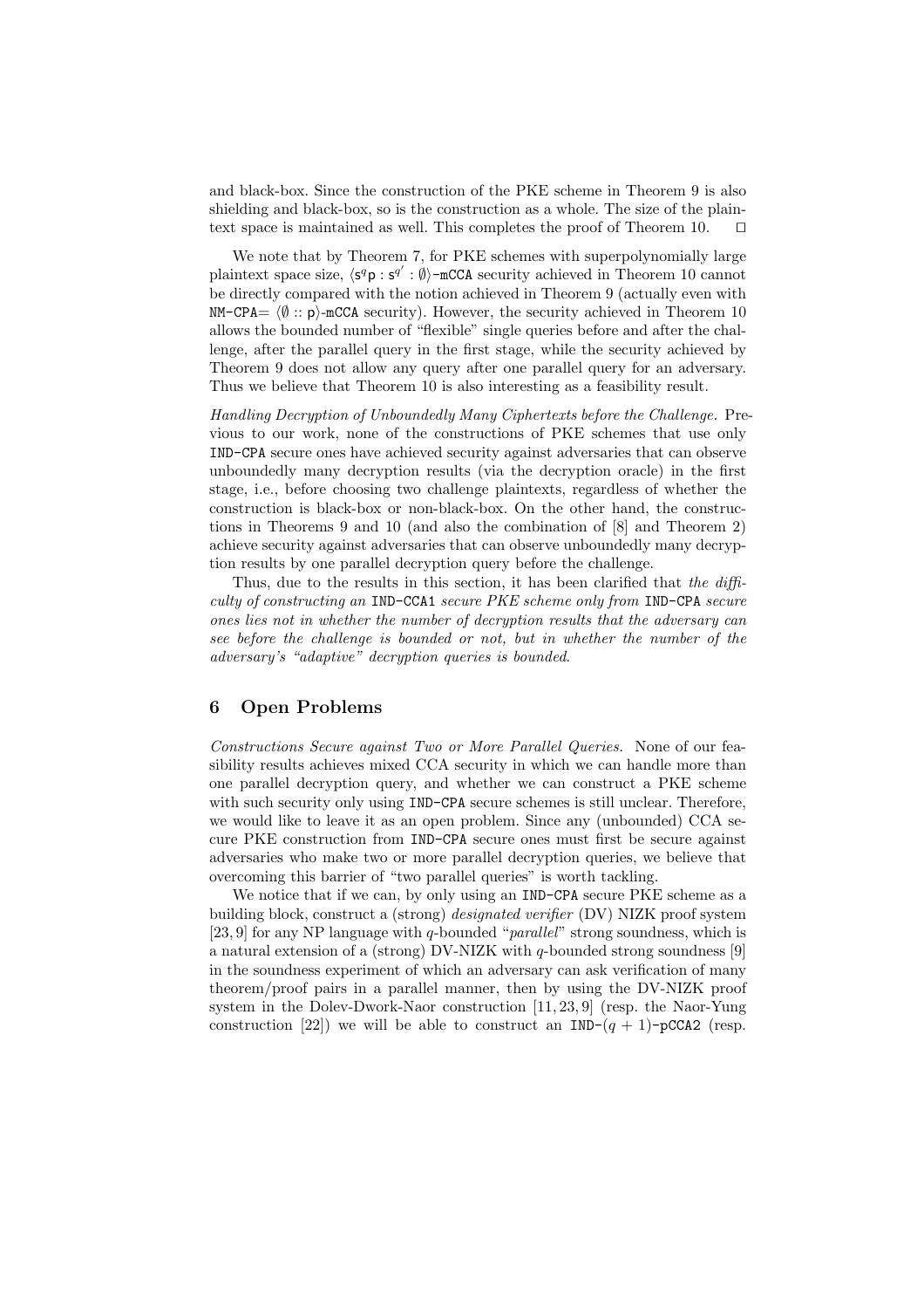and black-box. Since the construction of the PKE scheme in Theorem 9 is also shielding and black-box, so is the construction as a whole. The size of the plaintext space is maintained as well. This completes the proof of Theorem 10. ⊓⊔

We note that by Theorem 7, for PKE schemes with superpolynomially large plaintext space size, $\langle \mathtt{s}^q\mathtt{p} : \mathtt{s}^{q'} : \emptyset \rangle$-mCCA security achieved in Theorem 10 cannot be directly compared with the notion achieved in Theorem 9 (actually even with NM-CPA$= \langle \emptyset :: \mathtt{p} \rangle$-mCCA security). However, the security achieved in Theorem 10 allows the bounded number of "flexible" single queries before and after the challenge, after the parallel query in the first stage, while the security achieved by Theorem 9 does not allow any query after one parallel query for an adversary. Thus we believe that Theorem 10 is also interesting as a feasibility result.

*Handling Decryption of Unboundedly Many Ciphertexts before the Challenge.* Previous to our work, none of the constructions of PKE schemes that use only IND-CPA secure ones have achieved security against adversaries that can observe unboundedly many decryption results (via the decryption oracle) in the first stage, i.e., before choosing two challenge plaintexts, regardless of whether the construction is black-box or non-black-box. On the other hand, the constructions in Theorems 9 and 10 (and also the combination of [8] and Theorem 2) achieve security against adversaries that can observe unboundedly many decryption results by one parallel decryption query before the challenge.

Thus, due to the results in this section, it has been clarified that *the difficulty of constructing an* IND-CCA1 *secure PKE scheme only from* IND-CPA *secure ones lies not in whether the number of decryption results that the adversary can see before the challenge is bounded or not, but in whether the number of the adversary's "adaptive" decryption queries is bounded*.

## 6 Open Problems

*Constructions Secure against Two or More Parallel Queries.* None of our feasibility results achieves mixed CCA security in which we can handle more than one parallel decryption query, and whether we can construct a PKE scheme with such security only using IND-CPA secure schemes is still unclear. Therefore, we would like to leave it as an open problem. Since any (unbounded) CCA secure PKE construction from IND-CPA secure ones must first be secure against adversaries who make two or more parallel decryption queries, we believe that overcoming this barrier of "two parallel queries" is worth tackling.

We notice that if we can, by only using an IND-CPA secure PKE scheme as a building block, construct a (strong) *designated verifier* (DV) NIZK proof system [23, 9] for any NP language with $q$-bounded "*parallel*" strong soundness, which is a natural extension of a (strong) DV-NIZK with $q$-bounded strong soundness [9] in the soundness experiment of which an adversary can ask verification of many theorem/proof pairs in a parallel manner, then by using the DV-NIZK proof system in the Dolev-Dwork-Naor construction [11, 23, 9] (resp. the Naor-Yung construction [22]) we will be able to construct an IND-$(q+1)$-pCCA2 (resp.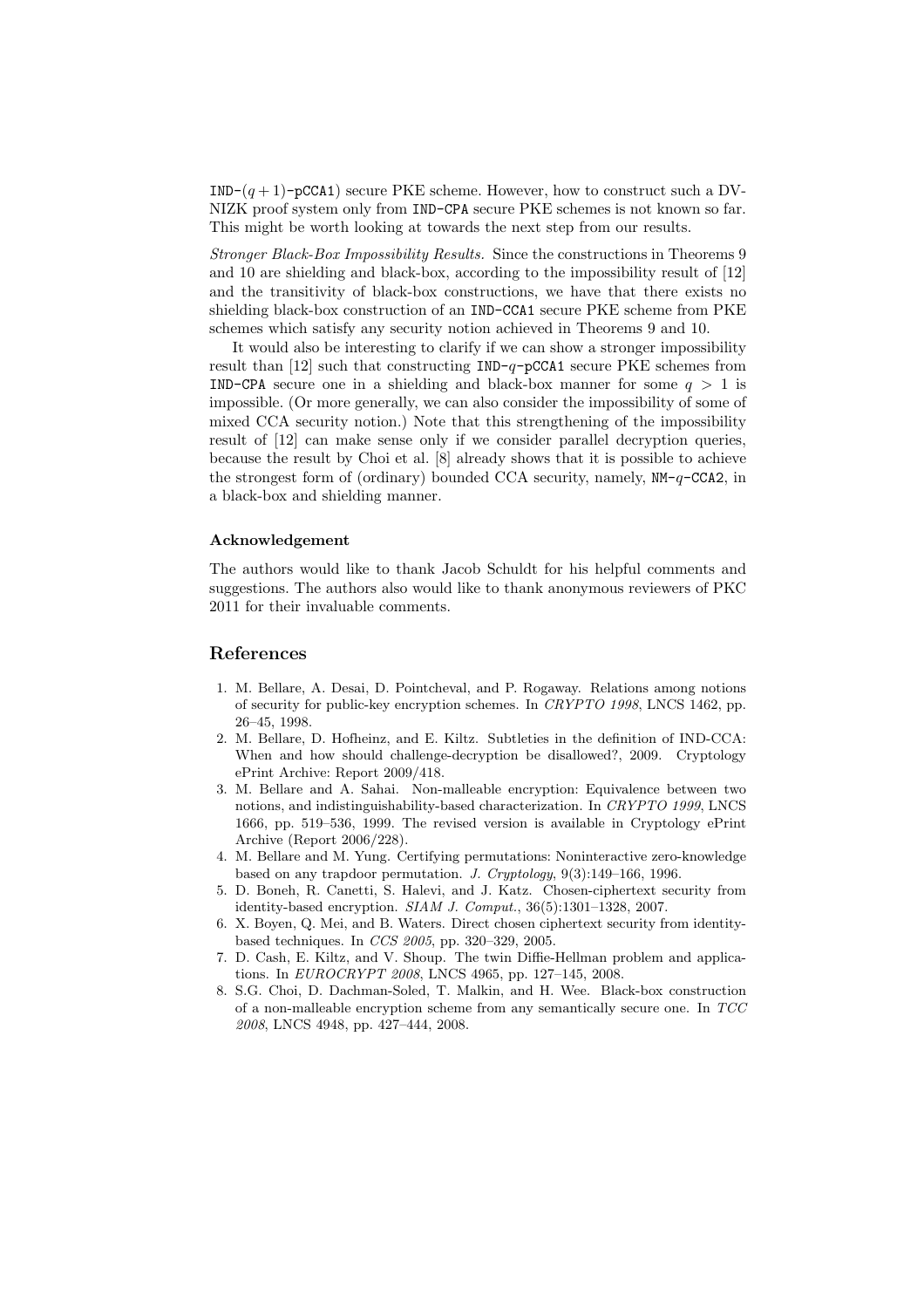IND-$(q+1)$-pCCA1) secure PKE scheme. However, how to construct such a DV-NIZK proof system only from IND-CPA secure PKE schemes is not known so far. This might be worth looking at towards the next step from our results.

*Stronger Black-Box Impossibility Results.* Since the constructions in Theorems 9 and 10 are shielding and black-box, according to the impossibility result of [12] and the transitivity of black-box constructions, we have that there exists no shielding black-box construction of an IND-CCA1 secure PKE scheme from PKE schemes which satisfy any security notion achieved in Theorems 9 and 10.

It would also be interesting to clarify if we can show a stronger impossibility result than [12] such that constructing IND-$q$-pCCA1 secure PKE schemes from IND-CPA secure one in a shielding and black-box manner for some $q > 1$ is impossible. (Or more generally, we can also consider the impossibility of some of mixed CCA security notion.) Note that this strengthening of the impossibility result of [12] can make sense only if we consider parallel decryption queries, because the result by Choi et al. [8] already shows that it is possible to achieve the strongest form of (ordinary) bounded CCA security, namely, NM-$q$-CCA2, in a black-box and shielding manner.

### Acknowledgement

The authors would like to thank Jacob Schuldt for his helpful comments and suggestions. The authors also would like to thank anonymous reviewers of PKC 2011 for their invaluable comments.

## References

1. M. Bellare, A. Desai, D. Pointcheval, and P. Rogaway. Relations among notions of security for public-key encryption schemes. In *CRYPTO 1998*, LNCS 1462, pp. 26–45, 1998.
2. M. Bellare, D. Hofheinz, and E. Kiltz. Subtleties in the definition of IND-CCA: When and how should challenge-decryption be disallowed?, 2009. Cryptology ePrint Archive: Report 2009/418.
3. M. Bellare and A. Sahai. Non-malleable encryption: Equivalence between two notions, and indistinguishability-based characterization. In *CRYPTO 1999*, LNCS 1666, pp. 519–536, 1999. The revised version is available in Cryptology ePrint Archive (Report 2006/228).
4. M. Bellare and M. Yung. Certifying permutations: Noninteractive zero-knowledge based on any trapdoor permutation. *J. Cryptology*, 9(3):149–166, 1996.
5. D. Boneh, R. Canetti, S. Halevi, and J. Katz. Chosen-ciphertext security from identity-based encryption. *SIAM J. Comput.*, 36(5):1301–1328, 2007.
6. X. Boyen, Q. Mei, and B. Waters. Direct chosen ciphertext security from identity-based techniques. In *CCS 2005*, pp. 320–329, 2005.
7. D. Cash, E. Kiltz, and V. Shoup. The twin Diffie-Hellman problem and applications. In *EUROCRYPT 2008*, LNCS 4965, pp. 127–145, 2008.
8. S.G. Choi, D. Dachman-Soled, T. Malkin, and H. Wee. Black-box construction of a non-malleable encryption scheme from any semantically secure one. In *TCC 2008*, LNCS 4948, pp. 427–444, 2008.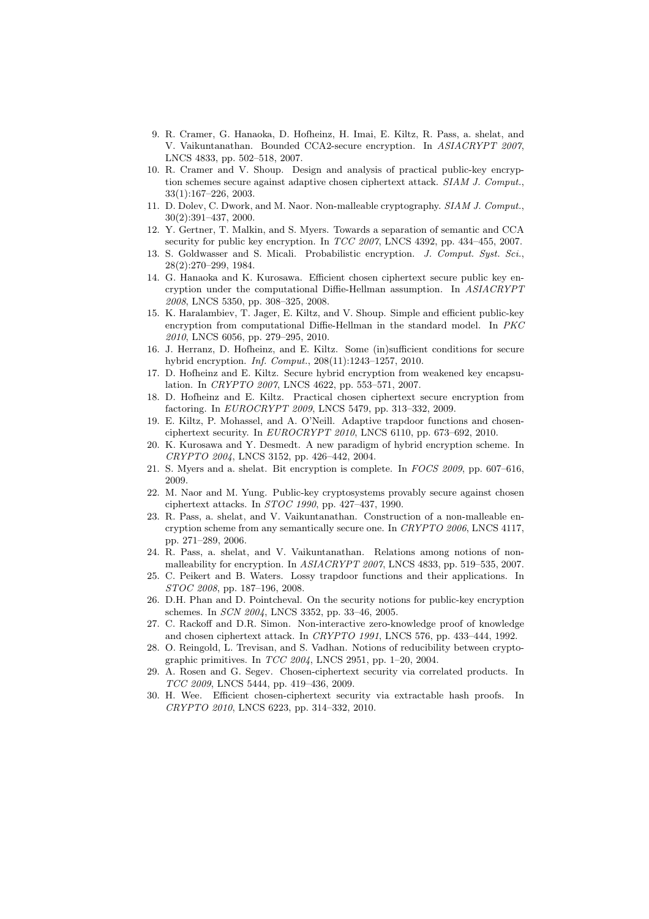9. R. Cramer, G. Hanaoka, D. Hofheinz, H. Imai, E. Kiltz, R. Pass, a. shelat, and V. Vaikuntanathan. Bounded CCA2-secure encryption. In *ASIACRYPT 2007*, LNCS 4833, pp. 502–518, 2007.
10. R. Cramer and V. Shoup. Design and analysis of practical public-key encryption schemes secure against adaptive chosen ciphertext attack. *SIAM J. Comput.*, 33(1):167–226, 2003.
11. D. Dolev, C. Dwork, and M. Naor. Non-malleable cryptography. *SIAM J. Comput.*, 30(2):391–437, 2000.
12. Y. Gertner, T. Malkin, and S. Myers. Towards a separation of semantic and CCA security for public key encryption. In *TCC 2007*, LNCS 4392, pp. 434–455, 2007.
13. S. Goldwasser and S. Micali. Probabilistic encryption. *J. Comput. Syst. Sci.*, 28(2):270–299, 1984.
14. G. Hanaoka and K. Kurosawa. Efficient chosen ciphertext secure public key encryption under the computational Diffie-Hellman assumption. In *ASIACRYPT 2008*, LNCS 5350, pp. 308–325, 2008.
15. K. Haralambiev, T. Jager, E. Kiltz, and V. Shoup. Simple and efficient public-key encryption from computational Diffie-Hellman in the standard model. In *PKC 2010*, LNCS 6056, pp. 279–295, 2010.
16. J. Herranz, D. Hofheinz, and E. Kiltz. Some (in)sufficient conditions for secure hybrid encryption. *Inf. Comput.*, 208(11):1243–1257, 2010.
17. D. Hofheinz and E. Kiltz. Secure hybrid encryption from weakened key encapsulation. In *CRYPTO 2007*, LNCS 4622, pp. 553–571, 2007.
18. D. Hofheinz and E. Kiltz. Practical chosen ciphertext secure encryption from factoring. In *EUROCRYPT 2009*, LNCS 5479, pp. 313–332, 2009.
19. E. Kiltz, P. Mohassel, and A. O'Neill. Adaptive trapdoor functions and chosen-ciphertext security. In *EUROCRYPT 2010*, LNCS 6110, pp. 673–692, 2010.
20. K. Kurosawa and Y. Desmedt. A new paradigm of hybrid encryption scheme. In *CRYPTO 2004*, LNCS 3152, pp. 426–442, 2004.
21. S. Myers and a. shelat. Bit encryption is complete. In *FOCS 2009*, pp. 607–616, 2009.
22. M. Naor and M. Yung. Public-key cryptosystems provably secure against chosen ciphertext attacks. In *STOC 1990*, pp. 427–437, 1990.
23. R. Pass, a. shelat, and V. Vaikuntanathan. Construction of a non-malleable encryption scheme from any semantically secure one. In *CRYPTO 2006*, LNCS 4117, pp. 271–289, 2006.
24. R. Pass, a. shelat, and V. Vaikuntanathan. Relations among notions of non-malleability for encryption. In *ASIACRYPT 2007*, LNCS 4833, pp. 519–535, 2007.
25. C. Peikert and B. Waters. Lossy trapdoor functions and their applications. In *STOC 2008*, pp. 187–196, 2008.
26. D.H. Phan and D. Pointcheval. On the security notions for public-key encryption schemes. In *SCN 2004*, LNCS 3352, pp. 33–46, 2005.
27. C. Rackoff and D.R. Simon. Non-interactive zero-knowledge proof of knowledge and chosen ciphertext attack. In *CRYPTO 1991*, LNCS 576, pp. 433–444, 1992.
28. O. Reingold, L. Trevisan, and S. Vadhan. Notions of reducibility between cryptographic primitives. In *TCC 2004*, LNCS 2951, pp. 1–20, 2004.
29. A. Rosen and G. Segev. Chosen-ciphertext security via correlated products. In *TCC 2009*, LNCS 5444, pp. 419–436, 2009.
30. H. Wee. Efficient chosen-ciphertext security via extractable hash proofs. In *CRYPTO 2010*, LNCS 6223, pp. 314–332, 2010.